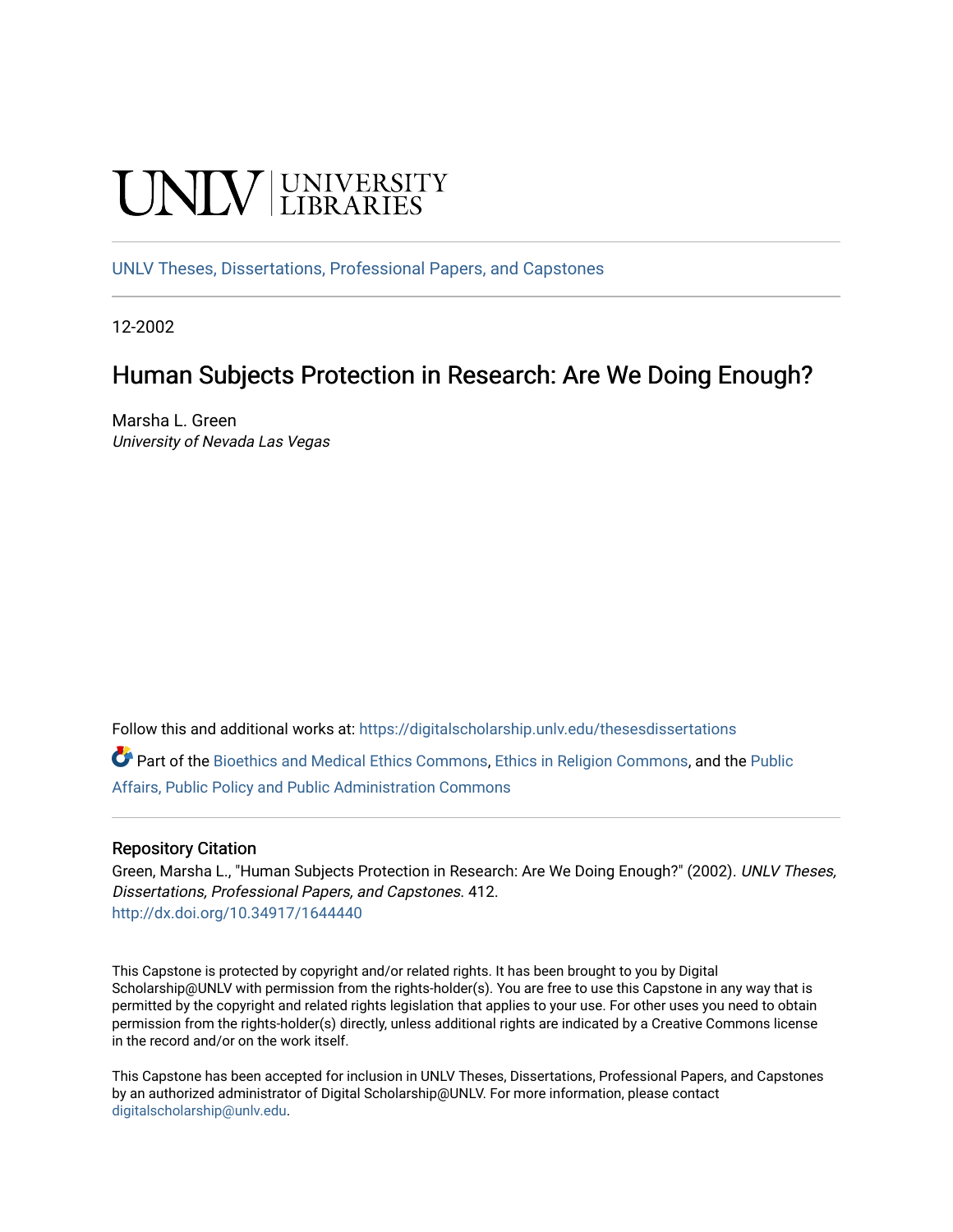UNLV | UNIVERSITY LIBRARIES

UNLV Theses, Dissertations, Professional Papers, and Capstones

12-2002

# Human Subjects Protection in Research: Are We Doing Enough?

Marsha L. Green
*University of Nevada Las Vegas*

Follow this and additional works at: https://digitalscholarship.unlv.edu/thesesdissertations

Part of the Bioethics and Medical Ethics Commons, Ethics in Religion Commons, and the Public Affairs, Public Policy and Public Administration Commons

## Repository Citation

Green, Marsha L., "Human Subjects Protection in Research: Are We Doing Enough?" (2002). *UNLV Theses, Dissertations, Professional Papers, and Capstones*. 412.
http://dx.doi.org/10.34917/1644440

This Capstone is protected by copyright and/or related rights. It has been brought to you by Digital Scholarship@UNLV with permission from the rights-holder(s). You are free to use this Capstone in any way that is permitted by the copyright and related rights legislation that applies to your use. For other uses you need to obtain permission from the rights-holder(s) directly, unless additional rights are indicated by a Creative Commons license in the record and/or on the work itself.

This Capstone has been accepted for inclusion in UNLV Theses, Dissertations, Professional Papers, and Capstones by an authorized administrator of Digital Scholarship@UNLV. For more information, please contact digitalscholarship@unlv.edu.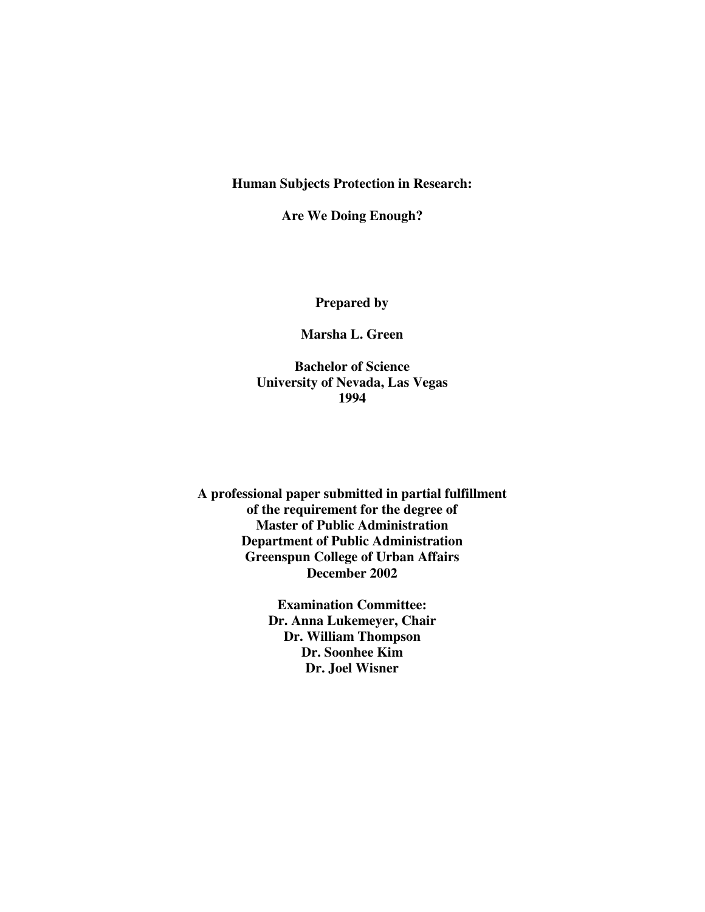**Human Subjects Protection in Research:**

**Are We Doing Enough?**

**Prepared by**

**Marsha L. Green**

**Bachelor of Science**
**University of Nevada, Las Vegas**
**1994**

**A professional paper submitted in partial fulfillment**
**of the requirement for the degree of**
**Master of Public Administration**
**Department of Public Administration**
**Greenspun College of Urban Affairs**
**December 2002**

**Examination Committee:**
**Dr. Anna Lukemeyer, Chair**
**Dr. William Thompson**
**Dr. Soonhee Kim**
**Dr. Joel Wisner**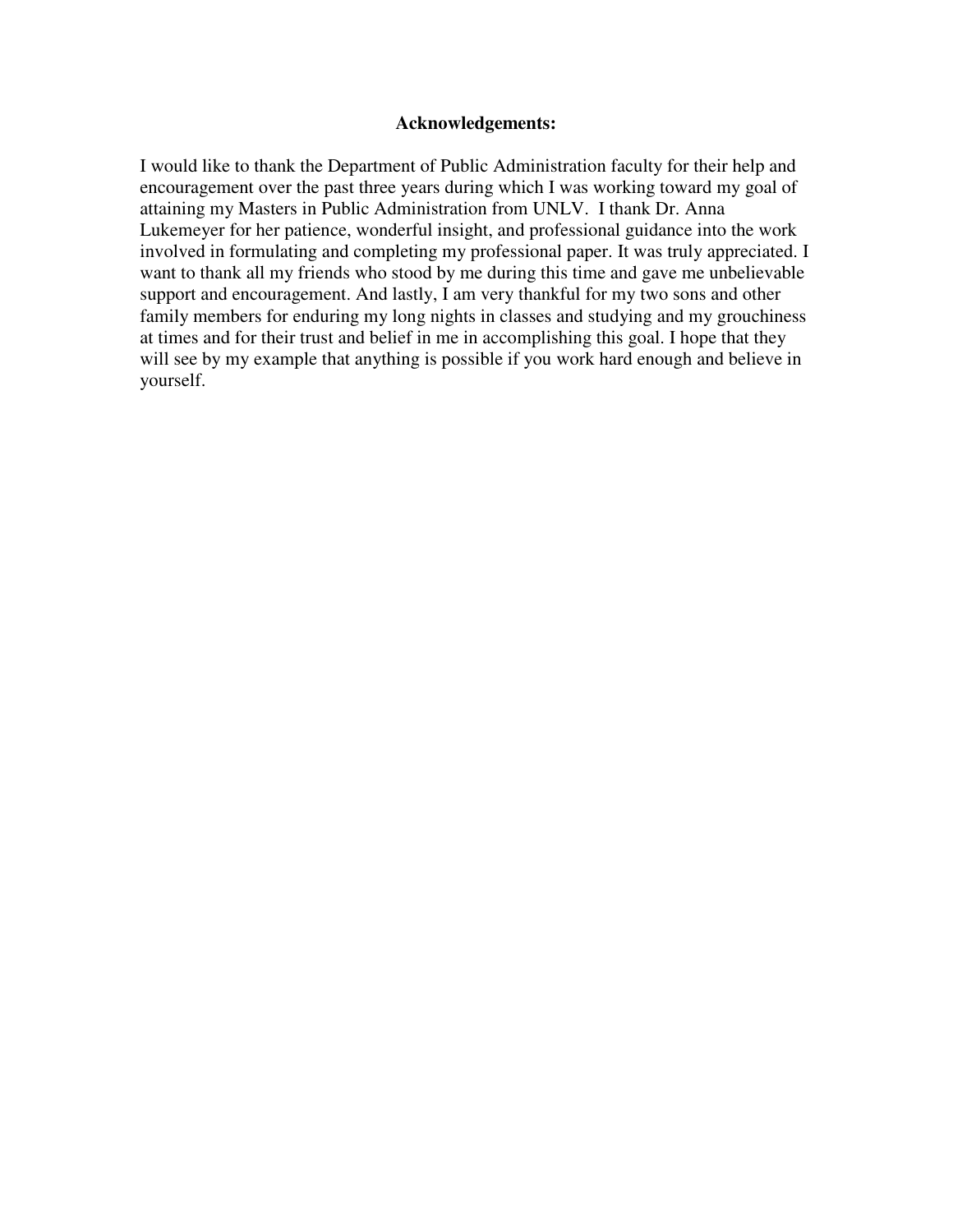# Acknowledgements:

I would like to thank the Department of Public Administration faculty for their help and encouragement over the past three years during which I was working toward my goal of attaining my Masters in Public Administration from UNLV. I thank Dr. Anna Lukemeyer for her patience, wonderful insight, and professional guidance into the work involved in formulating and completing my professional paper. It was truly appreciated. I want to thank all my friends who stood by me during this time and gave me unbelievable support and encouragement. And lastly, I am very thankful for my two sons and other family members for enduring my long nights in classes and studying and my grouchiness at times and for their trust and belief in me in accomplishing this goal. I hope that they will see by my example that anything is possible if you work hard enough and believe in yourself.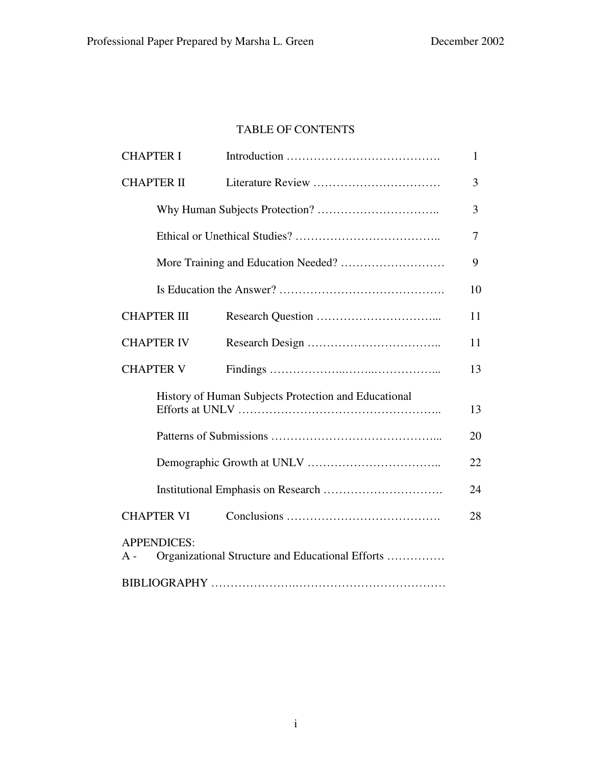# TABLE OF CONTENTS

| | | |
|---|---|---|
| CHAPTER I | Introduction …………………………………. | 1 |
| CHAPTER II | Literature Review …………………………… | 3 |
| | Why Human Subjects Protection? ………………………….. | 3 |
| | Ethical or Unethical Studies? ……………………………….. | 7 |
| | More Training and Education Needed? ……………………… | 9 |
| | Is Education the Answer? ……………………………………. | 10 |
| CHAPTER III | Research Question …………………………... | 11 |
| CHAPTER IV | Research Design …………………………….. | 11 |
| CHAPTER V | Findings ………………..……..……………... | 13 |
| | History of Human Subjects Protection and Educational Efforts at UNLV …………………………………………….. | 13 |
| | Patterns of Submissions ……………………………………... | 20 |
| | Demographic Growth at UNLV …………………………….. | 22 |
| | Institutional Emphasis on Research …………………………. | 24 |
| CHAPTER VI | Conclusions …………………………………. | 28 |

APPENDICES:

A - Organizational Structure and Educational Efforts ……………

BIBLIOGRAPHY ………………….………………….……………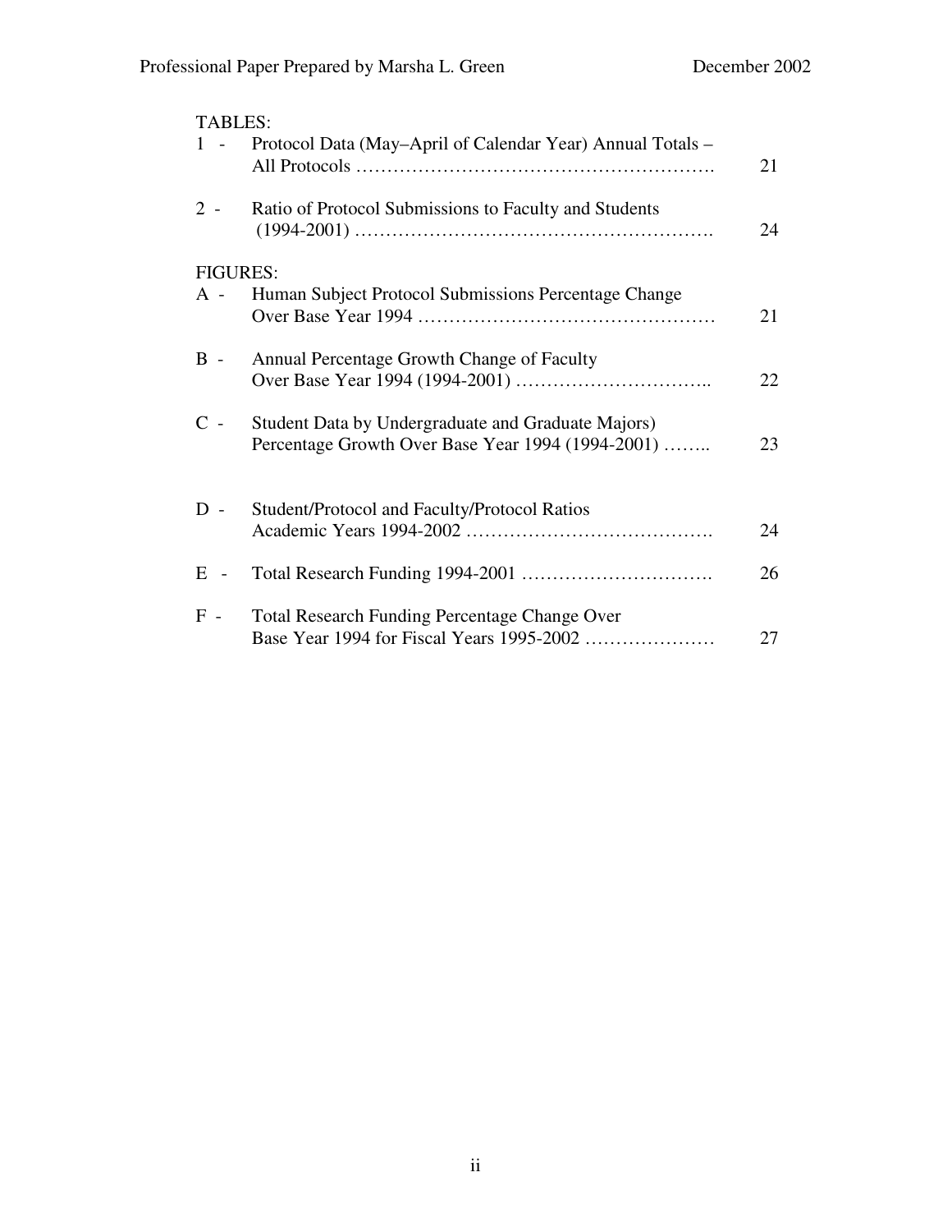TABLES:

| | | |
|---|---|---|
| 1 - | Protocol Data (May–April of Calendar Year) Annual Totals – All Protocols | 21 |
| 2 - | Ratio of Protocol Submissions to Faculty and Students (1994-2001) | 24 |

FIGURES:

| | | |
|---|---|---|
| A - | Human Subject Protocol Submissions Percentage Change Over Base Year 1994 | 21 |
| B - | Annual Percentage Growth Change of Faculty Over Base Year 1994 (1994-2001) | 22 |
| C - | Student Data by Undergraduate and Graduate Majors) Percentage Growth Over Base Year 1994 (1994-2001) | 23 |
| D - | Student/Protocol and Faculty/Protocol Ratios Academic Years 1994-2002 | 24 |
| E - | Total Research Funding 1994-2001 | 26 |
| F - | Total Research Funding Percentage Change Over Base Year 1994 for Fiscal Years 1995-2002 | 27 |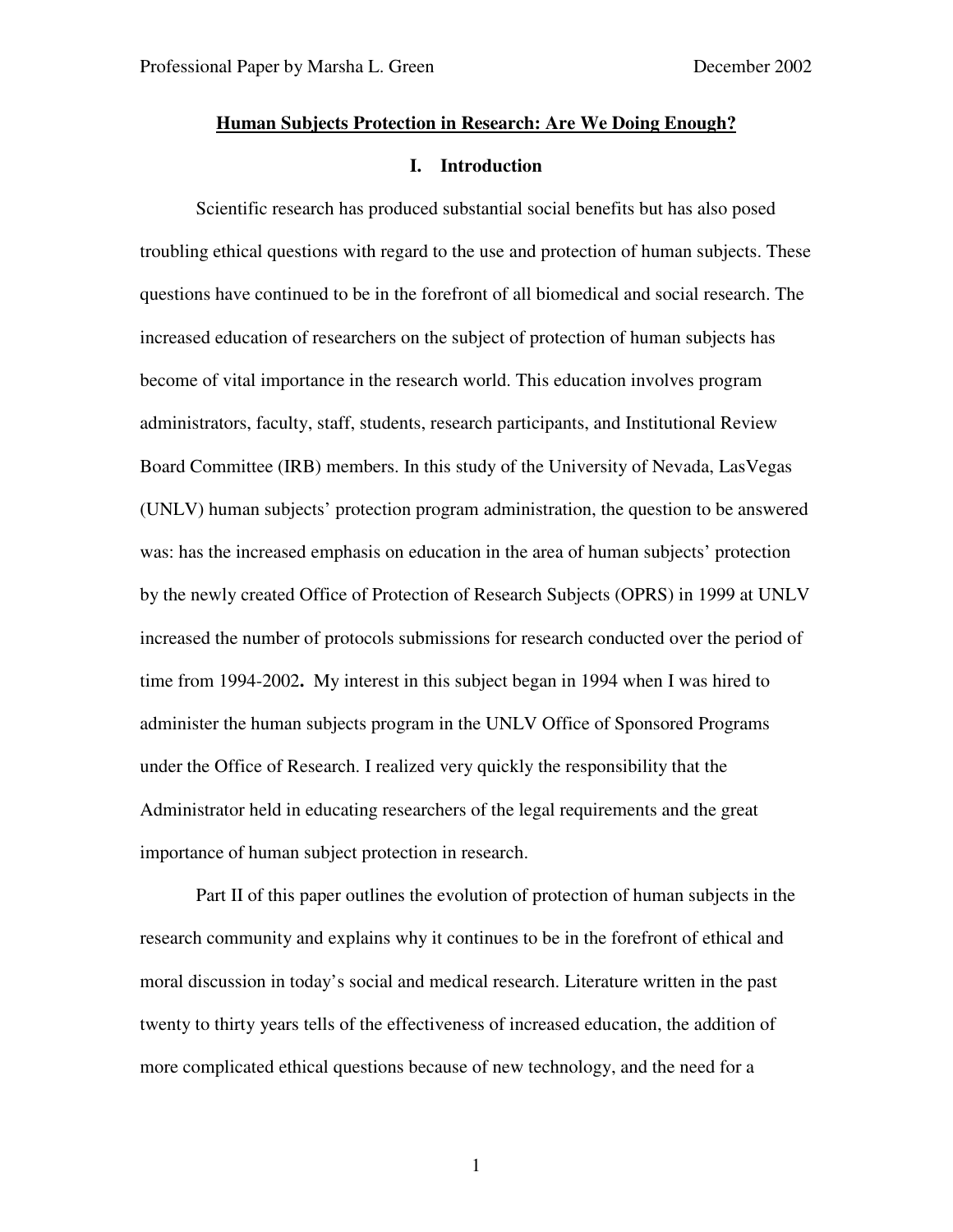## Human Subjects Protection in Research: Are We Doing Enough?

### I. Introduction

Scientific research has produced substantial social benefits but has also posed troubling ethical questions with regard to the use and protection of human subjects. These questions have continued to be in the forefront of all biomedical and social research. The increased education of researchers on the subject of protection of human subjects has become of vital importance in the research world. This education involves program administrators, faculty, staff, students, research participants, and Institutional Review Board Committee (IRB) members. In this study of the University of Nevada, LasVegas (UNLV) human subjects' protection program administration, the question to be answered was: has the increased emphasis on education in the area of human subjects' protection by the newly created Office of Protection of Research Subjects (OPRS) in 1999 at UNLV increased the number of protocols submissions for research conducted over the period of time from 1994-2002**.** My interest in this subject began in 1994 when I was hired to administer the human subjects program in the UNLV Office of Sponsored Programs under the Office of Research. I realized very quickly the responsibility that the Administrator held in educating researchers of the legal requirements and the great importance of human subject protection in research.

Part II of this paper outlines the evolution of protection of human subjects in the research community and explains why it continues to be in the forefront of ethical and moral discussion in today's social and medical research. Literature written in the past twenty to thirty years tells of the effectiveness of increased education, the addition of more complicated ethical questions because of new technology, and the need for a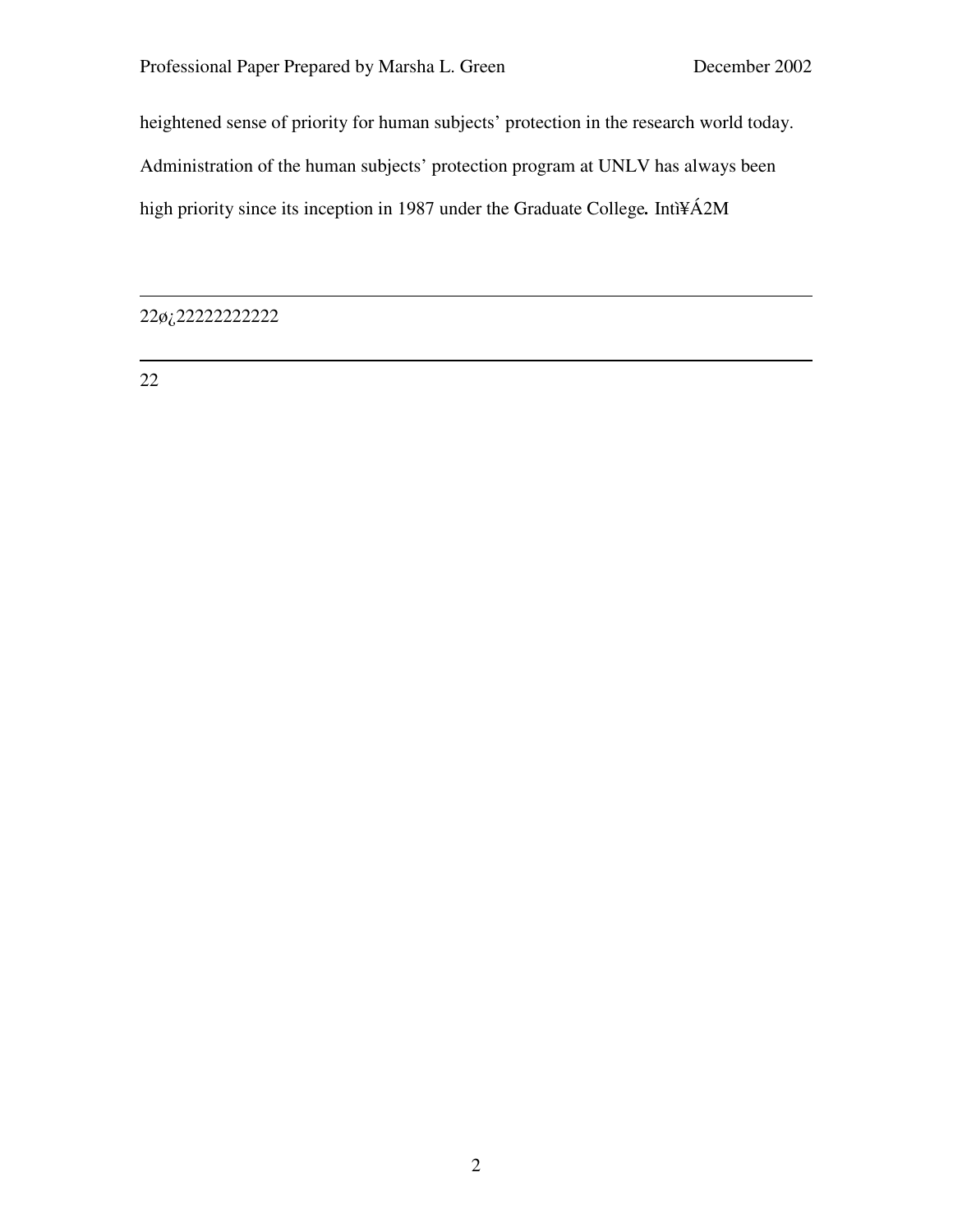heightened sense of priority for human subjects' protection in the research world today. Administration of the human subjects' protection program at UNLV has always been high priority since its inception in 1987 under the Graduate College**.** Intì¥Á2M

---

22ø¿22222222222

---

22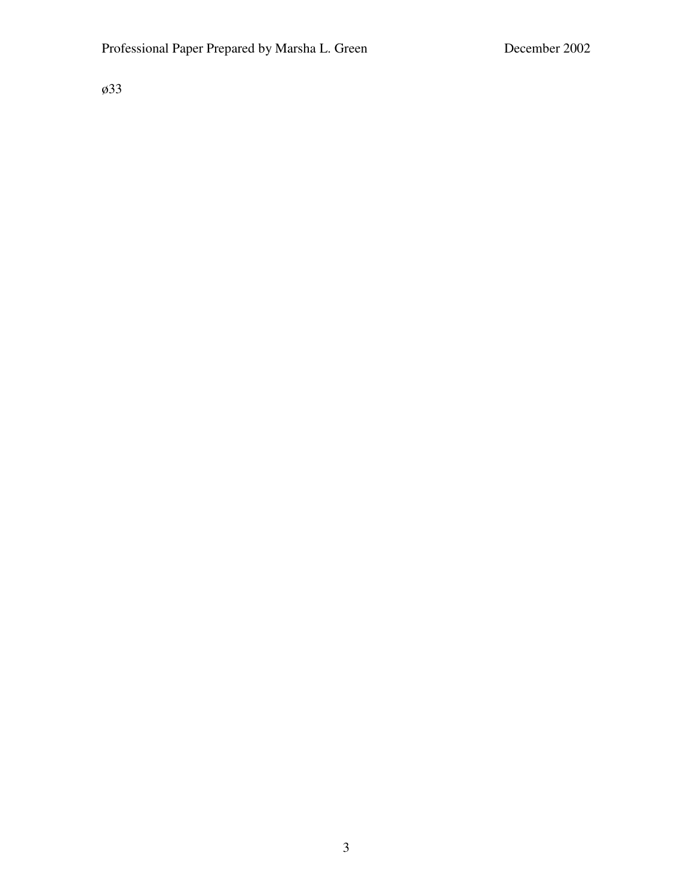ø33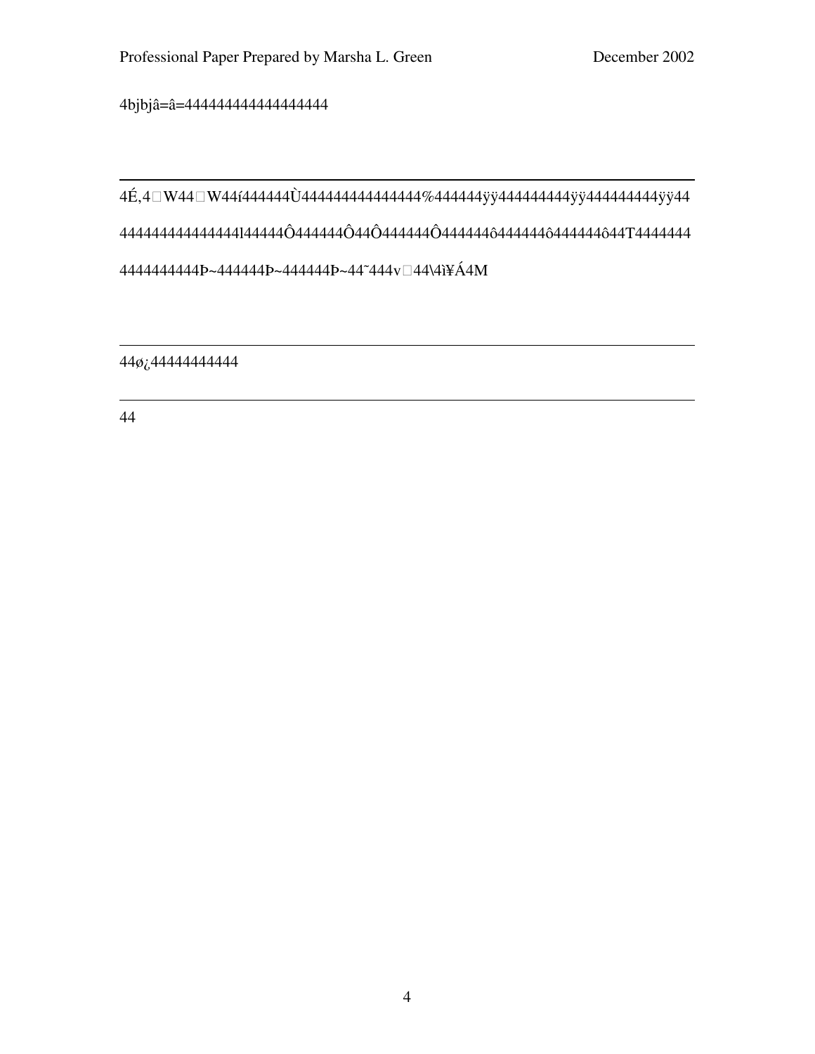4bjbjâ=â=444444444444444444

---

4É,4□W44□W44í444444Ù444444444444444%444444ÿÿ444444444ÿÿ444444444ÿÿ44

444444444444444l44444Ô444444Ô44Ô444444Ô444444ô444444ô444444ô44T4444444

4444444444Þ~444444Þ~444444Þ~44˜444v□44\4ì¥Á4M

---

44ø¿44444444444

---

44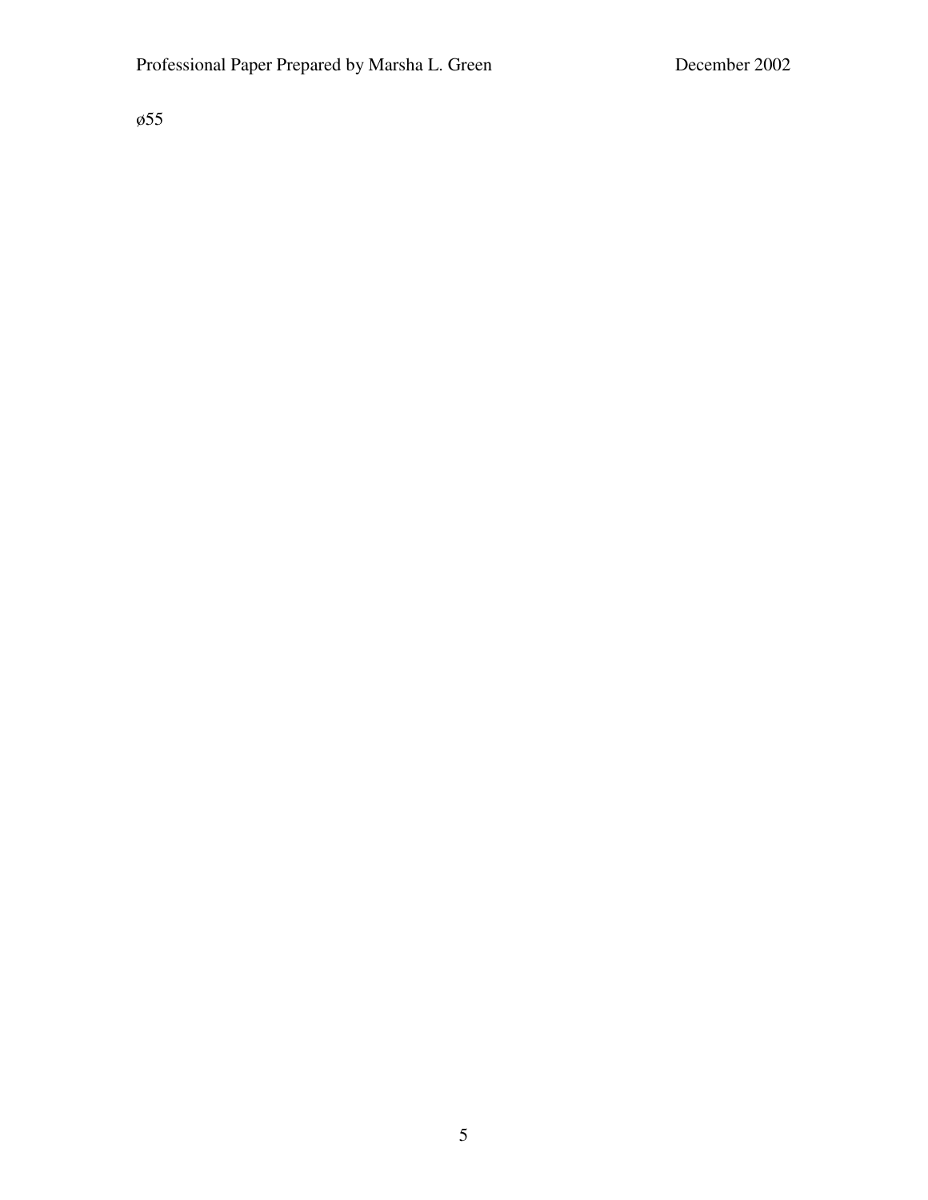ø55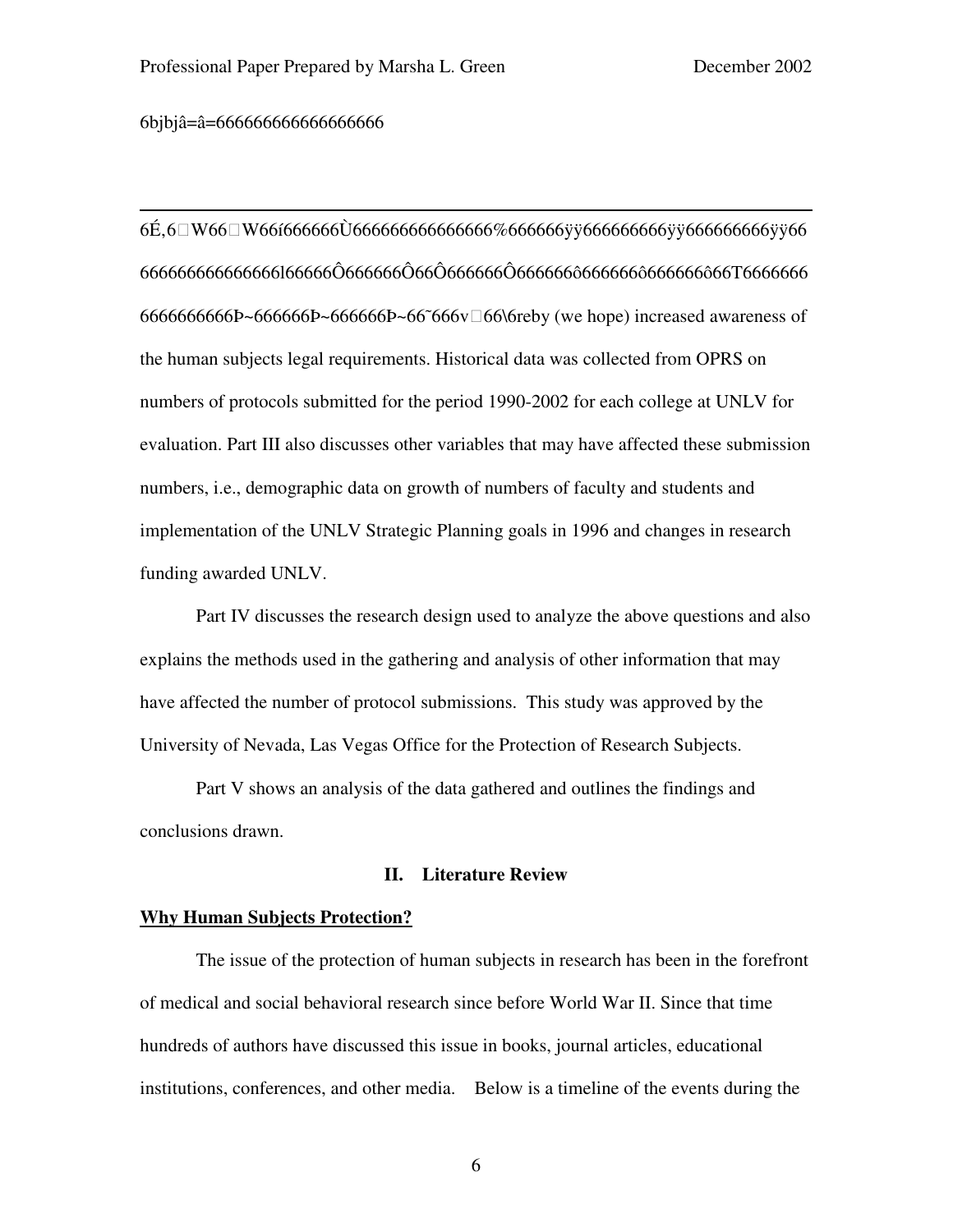6bjbjâ=â=666666666666666666

---

6É,6□W66□W66í666666Ù666666666666666%666666ÿÿ666666666ÿÿ666666666ÿÿ66 666666666666666l66666Ô666666Ô66Ô666666Ô666666ô666666ô666666ô66T6666666 6666666666Þ~666666Þ~666666Þ~66˜666v□66\6reby (we hope) increased awareness of the human subjects legal requirements. Historical data was collected from OPRS on numbers of protocols submitted for the period 1990-2002 for each college at UNLV for evaluation. Part III also discusses other variables that may have affected these submission numbers, i.e., demographic data on growth of numbers of faculty and students and implementation of the UNLV Strategic Planning goals in 1996 and changes in research funding awarded UNLV.

Part IV discusses the research design used to analyze the above questions and also explains the methods used in the gathering and analysis of other information that may have affected the number of protocol submissions. This study was approved by the University of Nevada, Las Vegas Office for the Protection of Research Subjects.

Part V shows an analysis of the data gathered and outlines the findings and conclusions drawn.

## II. Literature Review

**Why Human Subjects Protection?**

The issue of the protection of human subjects in research has been in the forefront of medical and social behavioral research since before World War II. Since that time hundreds of authors have discussed this issue in books, journal articles, educational institutions, conferences, and other media. Below is a timeline of the events during the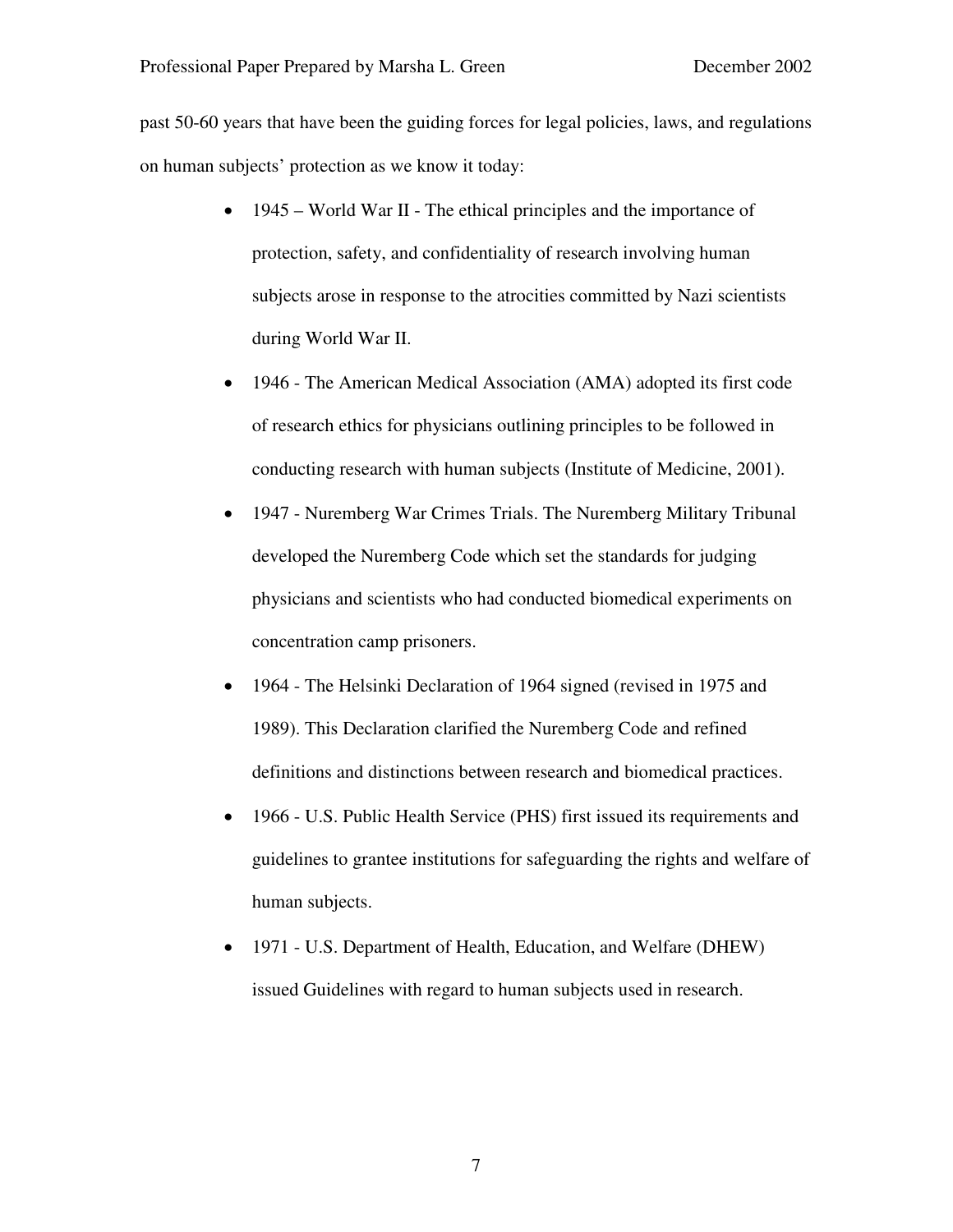past 50-60 years that have been the guiding forces for legal policies, laws, and regulations on human subjects' protection as we know it today:

- 1945 – World War II - The ethical principles and the importance of protection, safety, and confidentiality of research involving human subjects arose in response to the atrocities committed by Nazi scientists during World War II.
- 1946 - The American Medical Association (AMA) adopted its first code of research ethics for physicians outlining principles to be followed in conducting research with human subjects (Institute of Medicine, 2001).
- 1947 - Nuremberg War Crimes Trials. The Nuremberg Military Tribunal developed the Nuremberg Code which set the standards for judging physicians and scientists who had conducted biomedical experiments on concentration camp prisoners.
- 1964 - The Helsinki Declaration of 1964 signed (revised in 1975 and 1989). This Declaration clarified the Nuremberg Code and refined definitions and distinctions between research and biomedical practices.
- 1966 - U.S. Public Health Service (PHS) first issued its requirements and guidelines to grantee institutions for safeguarding the rights and welfare of human subjects.
- 1971 - U.S. Department of Health, Education, and Welfare (DHEW) issued Guidelines with regard to human subjects used in research.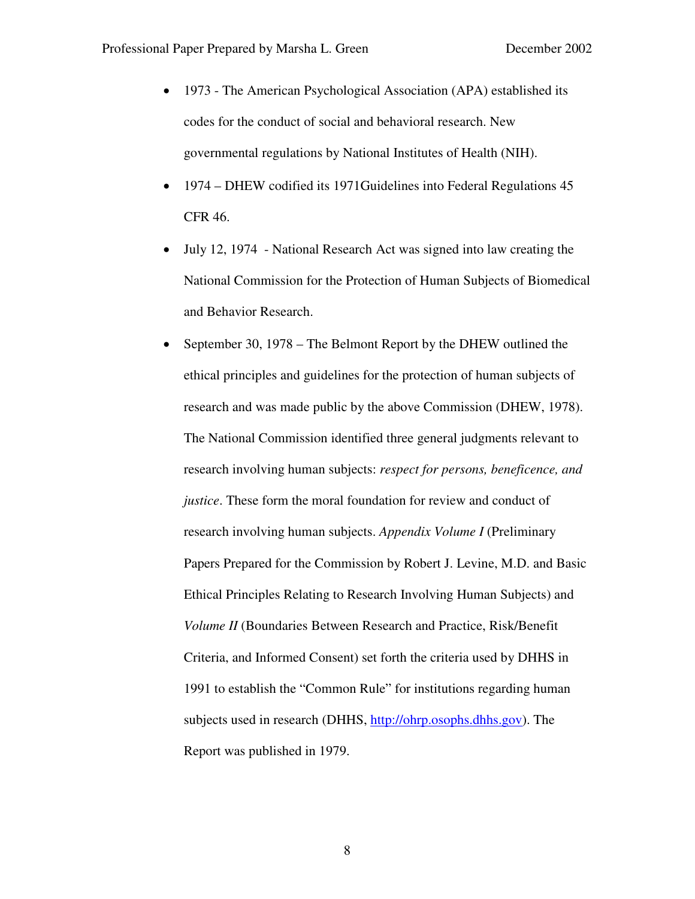- 1973 - The American Psychological Association (APA) established its codes for the conduct of social and behavioral research. New governmental regulations by National Institutes of Health (NIH).
- 1974 – DHEW codified its 1971Guidelines into Federal Regulations 45 CFR 46.
- July 12, 1974 - National Research Act was signed into law creating the National Commission for the Protection of Human Subjects of Biomedical and Behavior Research.
- September 30, 1978 – The Belmont Report by the DHEW outlined the ethical principles and guidelines for the protection of human subjects of research and was made public by the above Commission (DHEW, 1978). The National Commission identified three general judgments relevant to research involving human subjects: *respect for persons, beneficence, and justice*. These form the moral foundation for review and conduct of research involving human subjects. *Appendix Volume I* (Preliminary Papers Prepared for the Commission by Robert J. Levine, M.D. and Basic Ethical Principles Relating to Research Involving Human Subjects) and *Volume II* (Boundaries Between Research and Practice, Risk/Benefit Criteria, and Informed Consent) set forth the criteria used by DHHS in 1991 to establish the "Common Rule" for institutions regarding human subjects used in research (DHHS, http://ohrp.osophs.dhhs.gov). The Report was published in 1979.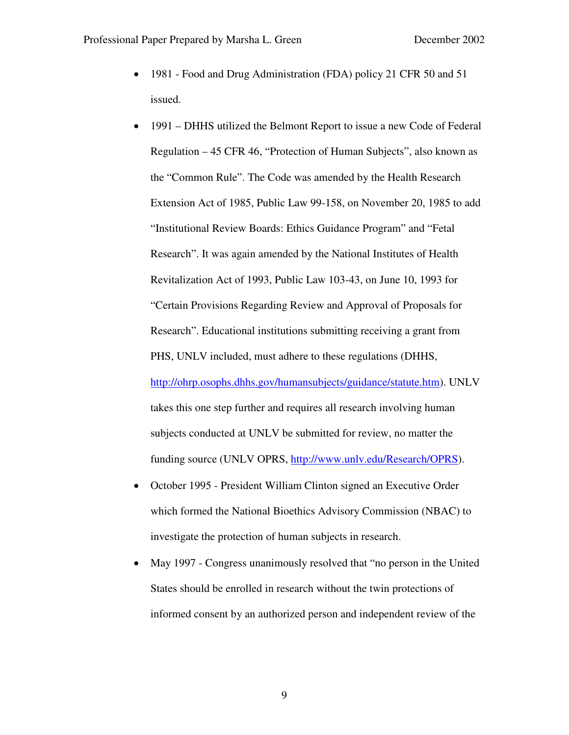- 1981 - Food and Drug Administration (FDA) policy 21 CFR 50 and 51 issued.
- 1991 – DHHS utilized the Belmont Report to issue a new Code of Federal Regulation – 45 CFR 46, "Protection of Human Subjects", also known as the "Common Rule". The Code was amended by the Health Research Extension Act of 1985, Public Law 99-158, on November 20, 1985 to add "Institutional Review Boards: Ethics Guidance Program" and "Fetal Research". It was again amended by the National Institutes of Health Revitalization Act of 1993, Public Law 103-43, on June 10, 1993 for "Certain Provisions Regarding Review and Approval of Proposals for Research". Educational institutions submitting receiving a grant from PHS, UNLV included, must adhere to these regulations (DHHS, http://ohrp.osophs.dhhs.gov/humansubjects/guidance/statute.htm). UNLV takes this one step further and requires all research involving human subjects conducted at UNLV be submitted for review, no matter the funding source (UNLV OPRS, http://www.unlv.edu/Research/OPRS).
- October 1995 - President William Clinton signed an Executive Order which formed the National Bioethics Advisory Commission (NBAC) to investigate the protection of human subjects in research.
- May 1997 - Congress unanimously resolved that "no person in the United States should be enrolled in research without the twin protections of informed consent by an authorized person and independent review of the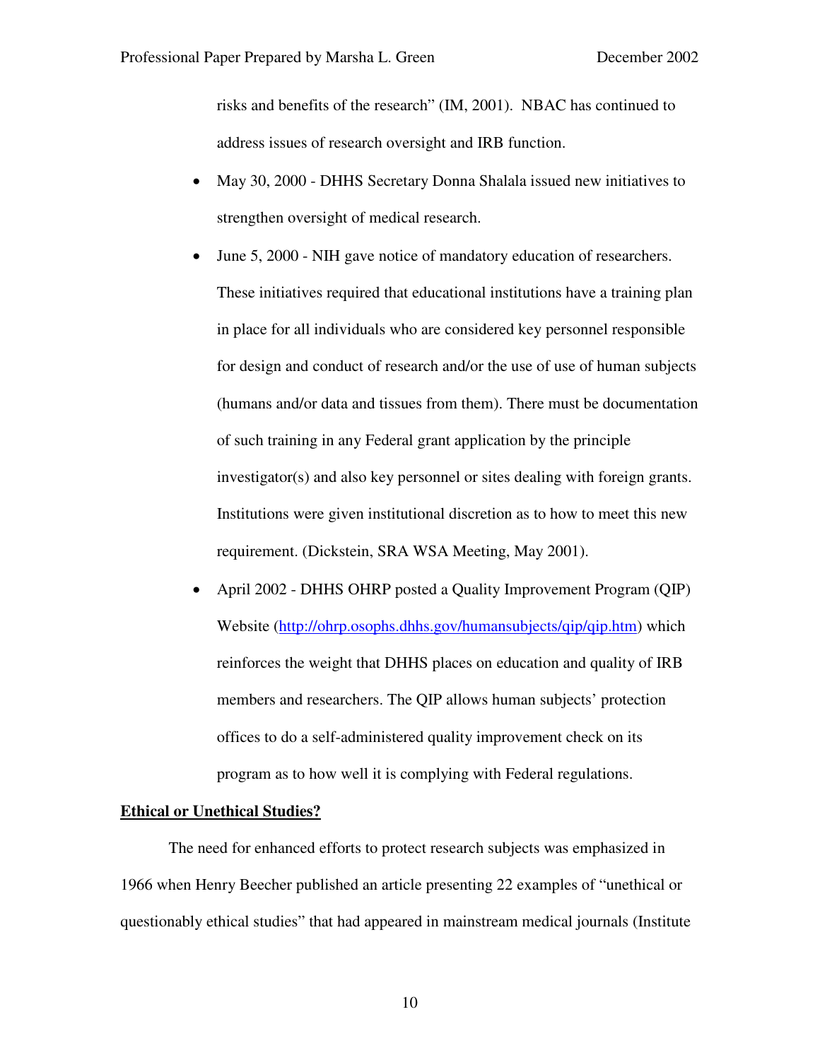risks and benefits of the research" (IM, 2001). NBAC has continued to address issues of research oversight and IRB function.

- May 30, 2000 - DHHS Secretary Donna Shalala issued new initiatives to strengthen oversight of medical research.
- June 5, 2000 - NIH gave notice of mandatory education of researchers. These initiatives required that educational institutions have a training plan in place for all individuals who are considered key personnel responsible for design and conduct of research and/or the use of use of human subjects (humans and/or data and tissues from them). There must be documentation of such training in any Federal grant application by the principle investigator(s) and also key personnel or sites dealing with foreign grants. Institutions were given institutional discretion as to how to meet this new requirement. (Dickstein, SRA WSA Meeting, May 2001).
- April 2002 - DHHS OHRP posted a Quality Improvement Program (QIP) Website (http://ohrp.osophs.dhhs.gov/humansubjects/qip/qip.htm) which reinforces the weight that DHHS places on education and quality of IRB members and researchers. The QIP allows human subjects' protection offices to do a self-administered quality improvement check on its program as to how well it is complying with Federal regulations.

**Ethical or Unethical Studies?**

The need for enhanced efforts to protect research subjects was emphasized in 1966 when Henry Beecher published an article presenting 22 examples of "unethical or questionably ethical studies" that had appeared in mainstream medical journals (Institute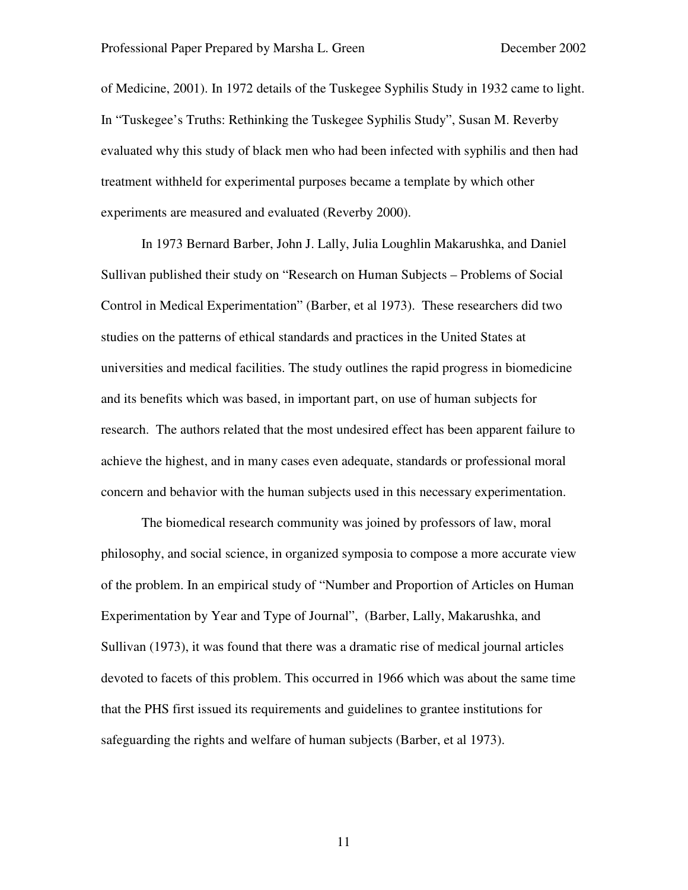of Medicine, 2001). In 1972 details of the Tuskegee Syphilis Study in 1932 came to light. In "Tuskegee's Truths: Rethinking the Tuskegee Syphilis Study", Susan M. Reverby evaluated why this study of black men who had been infected with syphilis and then had treatment withheld for experimental purposes became a template by which other experiments are measured and evaluated (Reverby 2000).

In 1973 Bernard Barber, John J. Lally, Julia Loughlin Makarushka, and Daniel Sullivan published their study on "Research on Human Subjects – Problems of Social Control in Medical Experimentation" (Barber, et al 1973). These researchers did two studies on the patterns of ethical standards and practices in the United States at universities and medical facilities. The study outlines the rapid progress in biomedicine and its benefits which was based, in important part, on use of human subjects for research. The authors related that the most undesired effect has been apparent failure to achieve the highest, and in many cases even adequate, standards or professional moral concern and behavior with the human subjects used in this necessary experimentation.

The biomedical research community was joined by professors of law, moral philosophy, and social science, in organized symposia to compose a more accurate view of the problem. In an empirical study of "Number and Proportion of Articles on Human Experimentation by Year and Type of Journal", (Barber, Lally, Makarushka, and Sullivan (1973), it was found that there was a dramatic rise of medical journal articles devoted to facets of this problem. This occurred in 1966 which was about the same time that the PHS first issued its requirements and guidelines to grantee institutions for safeguarding the rights and welfare of human subjects (Barber, et al 1973).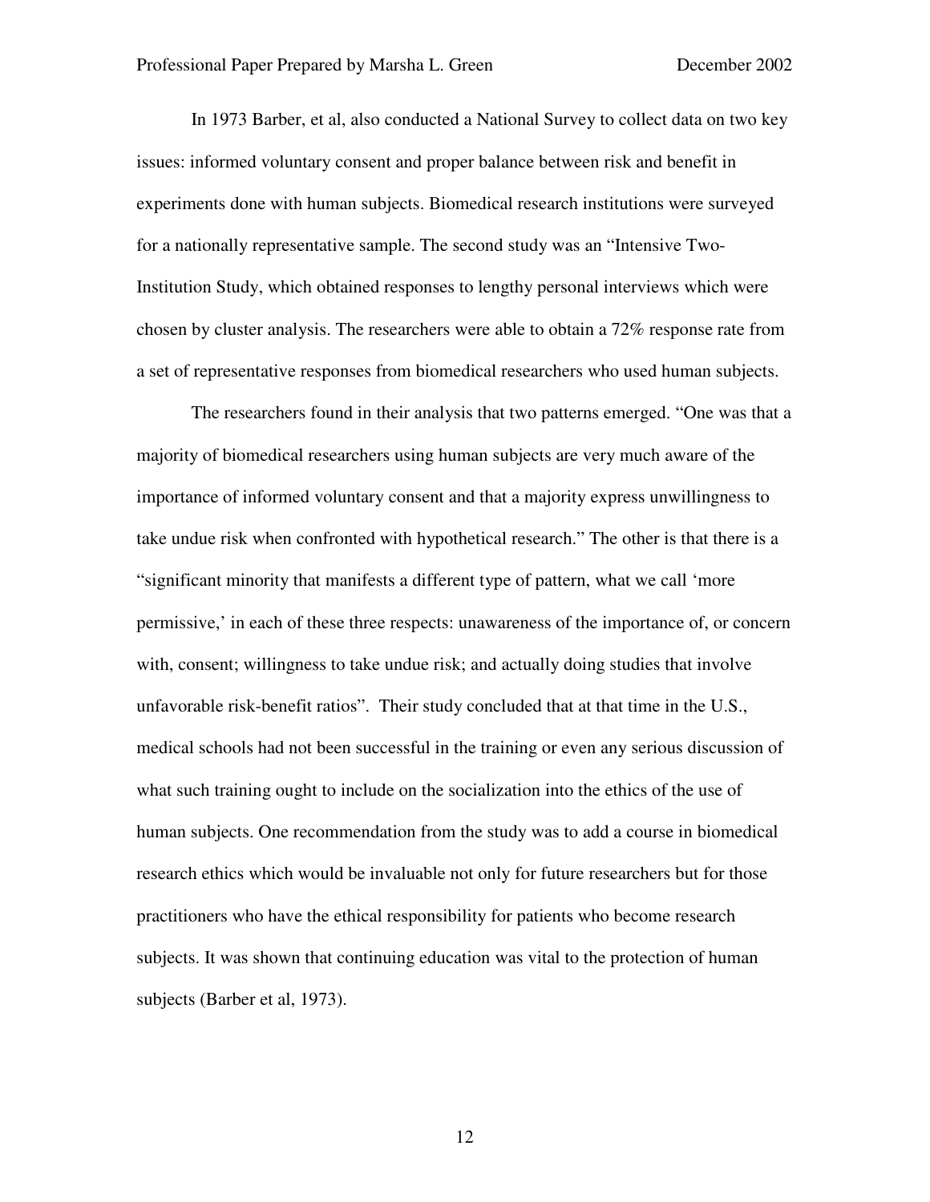In 1973 Barber, et al, also conducted a National Survey to collect data on two key issues: informed voluntary consent and proper balance between risk and benefit in experiments done with human subjects. Biomedical research institutions were surveyed for a nationally representative sample. The second study was an "Intensive Two-Institution Study, which obtained responses to lengthy personal interviews which were chosen by cluster analysis. The researchers were able to obtain a 72% response rate from a set of representative responses from biomedical researchers who used human subjects.

The researchers found in their analysis that two patterns emerged. "One was that a majority of biomedical researchers using human subjects are very much aware of the importance of informed voluntary consent and that a majority express unwillingness to take undue risk when confronted with hypothetical research." The other is that there is a "significant minority that manifests a different type of pattern, what we call 'more permissive,' in each of these three respects: unawareness of the importance of, or concern with, consent; willingness to take undue risk; and actually doing studies that involve unfavorable risk-benefit ratios". Their study concluded that at that time in the U.S., medical schools had not been successful in the training or even any serious discussion of what such training ought to include on the socialization into the ethics of the use of human subjects. One recommendation from the study was to add a course in biomedical research ethics which would be invaluable not only for future researchers but for those practitioners who have the ethical responsibility for patients who become research subjects. It was shown that continuing education was vital to the protection of human subjects (Barber et al, 1973).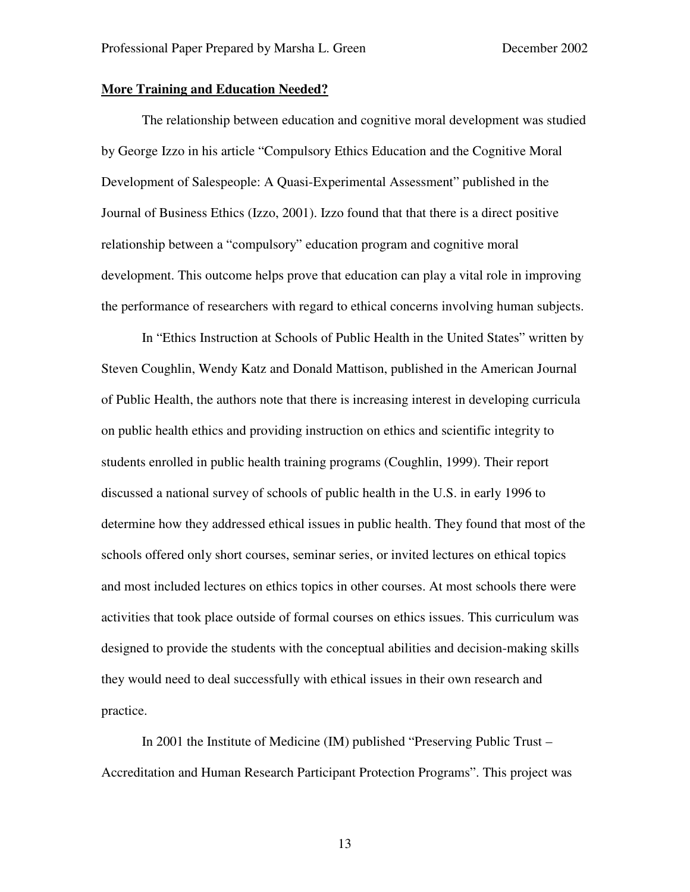**More Training and Education Needed?**

The relationship between education and cognitive moral development was studied by George Izzo in his article "Compulsory Ethics Education and the Cognitive Moral Development of Salespeople: A Quasi-Experimental Assessment" published in the Journal of Business Ethics (Izzo, 2001). Izzo found that that there is a direct positive relationship between a "compulsory" education program and cognitive moral development. This outcome helps prove that education can play a vital role in improving the performance of researchers with regard to ethical concerns involving human subjects.

In "Ethics Instruction at Schools of Public Health in the United States" written by Steven Coughlin, Wendy Katz and Donald Mattison, published in the American Journal of Public Health, the authors note that there is increasing interest in developing curricula on public health ethics and providing instruction on ethics and scientific integrity to students enrolled in public health training programs (Coughlin, 1999). Their report discussed a national survey of schools of public health in the U.S. in early 1996 to determine how they addressed ethical issues in public health. They found that most of the schools offered only short courses, seminar series, or invited lectures on ethical topics and most included lectures on ethics topics in other courses. At most schools there were activities that took place outside of formal courses on ethics issues. This curriculum was designed to provide the students with the conceptual abilities and decision-making skills they would need to deal successfully with ethical issues in their own research and practice.

In 2001 the Institute of Medicine (IM) published "Preserving Public Trust – Accreditation and Human Research Participant Protection Programs". This project was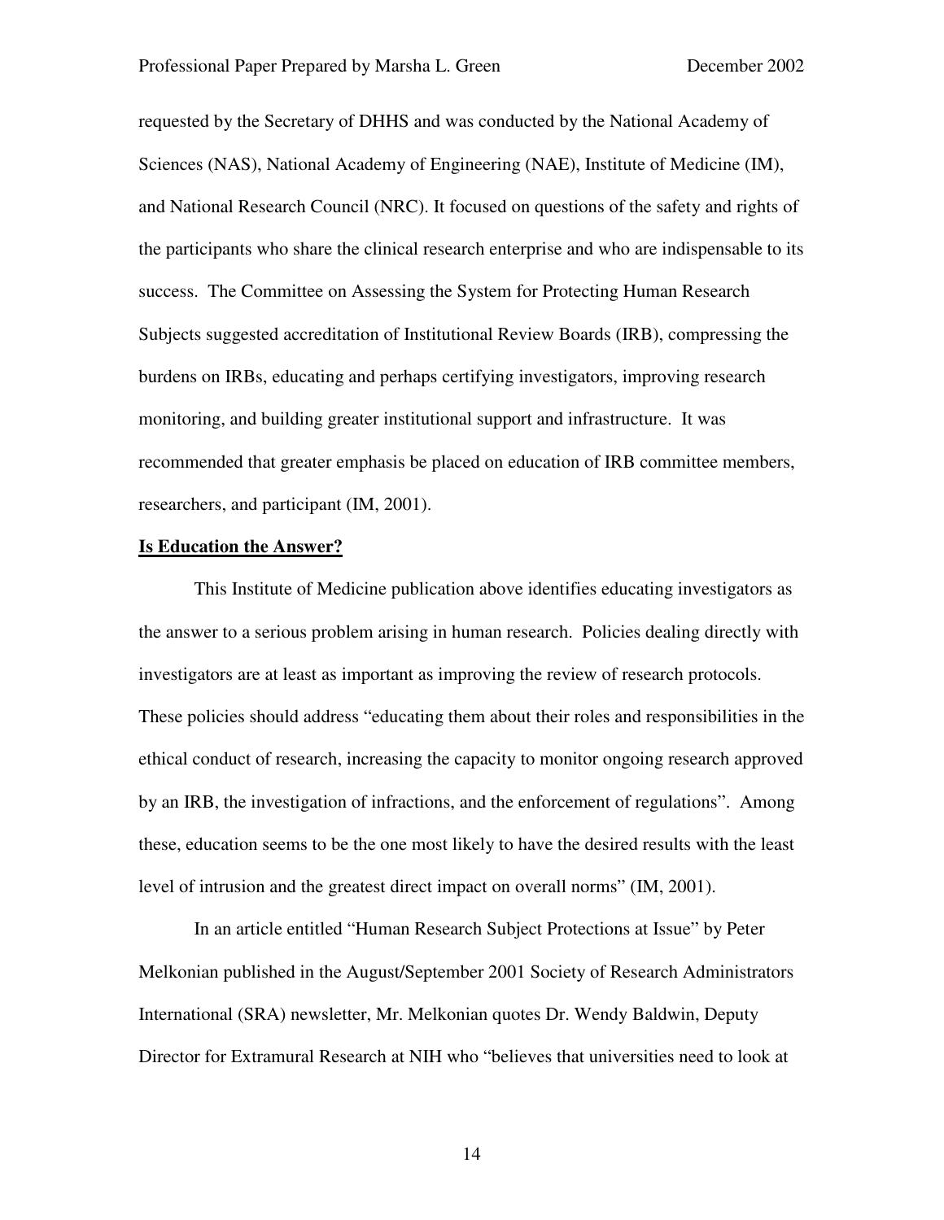requested by the Secretary of DHHS and was conducted by the National Academy of Sciences (NAS), National Academy of Engineering (NAE), Institute of Medicine (IM), and National Research Council (NRC). It focused on questions of the safety and rights of the participants who share the clinical research enterprise and who are indispensable to its success. The Committee on Assessing the System for Protecting Human Research Subjects suggested accreditation of Institutional Review Boards (IRB), compressing the burdens on IRBs, educating and perhaps certifying investigators, improving research monitoring, and building greater institutional support and infrastructure. It was recommended that greater emphasis be placed on education of IRB committee members, researchers, and participant (IM, 2001).

## **Is Education the Answer?**

This Institute of Medicine publication above identifies educating investigators as the answer to a serious problem arising in human research. Policies dealing directly with investigators are at least as important as improving the review of research protocols. These policies should address "educating them about their roles and responsibilities in the ethical conduct of research, increasing the capacity to monitor ongoing research approved by an IRB, the investigation of infractions, and the enforcement of regulations". Among these, education seems to be the one most likely to have the desired results with the least level of intrusion and the greatest direct impact on overall norms" (IM, 2001).

In an article entitled "Human Research Subject Protections at Issue" by Peter Melkonian published in the August/September 2001 Society of Research Administrators International (SRA) newsletter, Mr. Melkonian quotes Dr. Wendy Baldwin, Deputy Director for Extramural Research at NIH who "believes that universities need to look at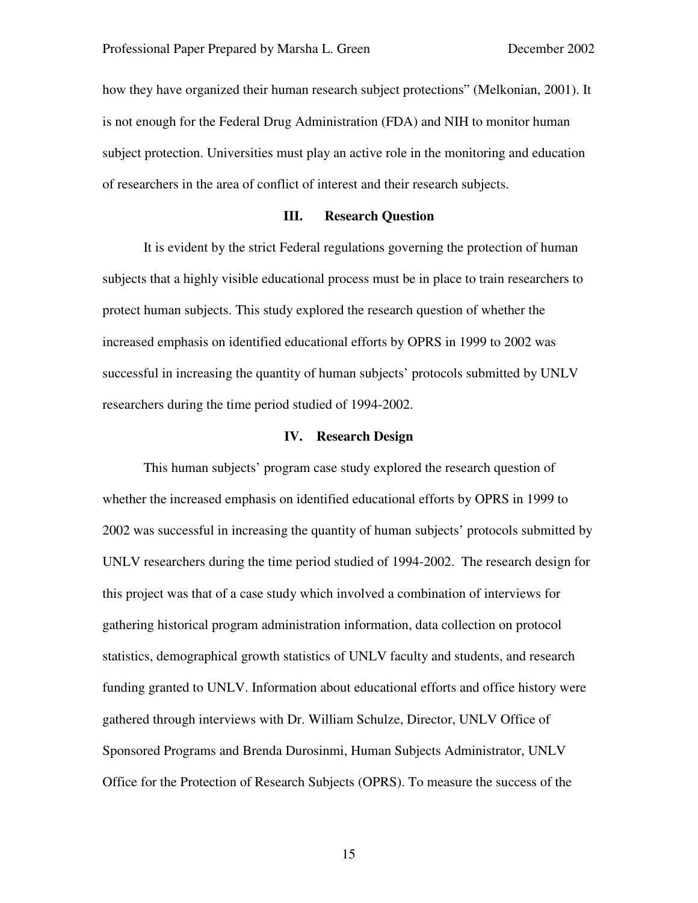how they have organized their human research subject protections" (Melkonian, 2001). It is not enough for the Federal Drug Administration (FDA) and NIH to monitor human subject protection. Universities must play an active role in the monitoring and education of researchers in the area of conflict of interest and their research subjects.

## III. Research Question

It is evident by the strict Federal regulations governing the protection of human subjects that a highly visible educational process must be in place to train researchers to protect human subjects. This study explored the research question of whether the increased emphasis on identified educational efforts by OPRS in 1999 to 2002 was successful in increasing the quantity of human subjects' protocols submitted by UNLV researchers during the time period studied of 1994-2002.

## IV. Research Design

This human subjects' program case study explored the research question of whether the increased emphasis on identified educational efforts by OPRS in 1999 to 2002 was successful in increasing the quantity of human subjects' protocols submitted by UNLV researchers during the time period studied of 1994-2002. The research design for this project was that of a case study which involved a combination of interviews for gathering historical program administration information, data collection on protocol statistics, demographical growth statistics of UNLV faculty and students, and research funding granted to UNLV. Information about educational efforts and office history were gathered through interviews with Dr. William Schulze, Director, UNLV Office of Sponsored Programs and Brenda Durosinmi, Human Subjects Administrator, UNLV Office for the Protection of Research Subjects (OPRS). To measure the success of the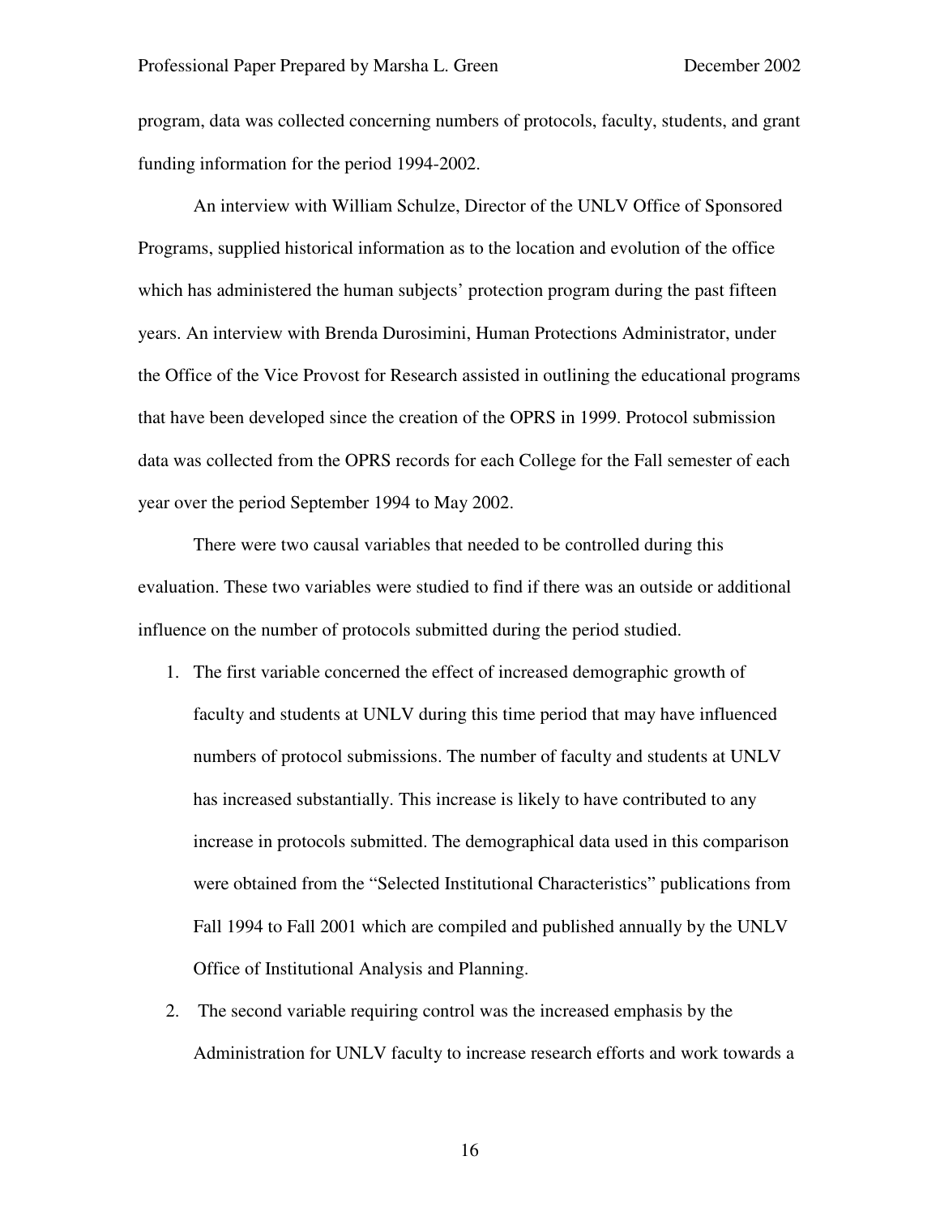program, data was collected concerning numbers of protocols, faculty, students, and grant funding information for the period 1994-2002.

An interview with William Schulze, Director of the UNLV Office of Sponsored Programs, supplied historical information as to the location and evolution of the office which has administered the human subjects' protection program during the past fifteen years. An interview with Brenda Durosimini, Human Protections Administrator, under the Office of the Vice Provost for Research assisted in outlining the educational programs that have been developed since the creation of the OPRS in 1999. Protocol submission data was collected from the OPRS records for each College for the Fall semester of each year over the period September 1994 to May 2002.

There were two causal variables that needed to be controlled during this evaluation. These two variables were studied to find if there was an outside or additional influence on the number of protocols submitted during the period studied.

1. The first variable concerned the effect of increased demographic growth of faculty and students at UNLV during this time period that may have influenced numbers of protocol submissions. The number of faculty and students at UNLV has increased substantially. This increase is likely to have contributed to any increase in protocols submitted. The demographical data used in this comparison were obtained from the "Selected Institutional Characteristics" publications from Fall 1994 to Fall 2001 which are compiled and published annually by the UNLV Office of Institutional Analysis and Planning.
2. The second variable requiring control was the increased emphasis by the Administration for UNLV faculty to increase research efforts and work towards a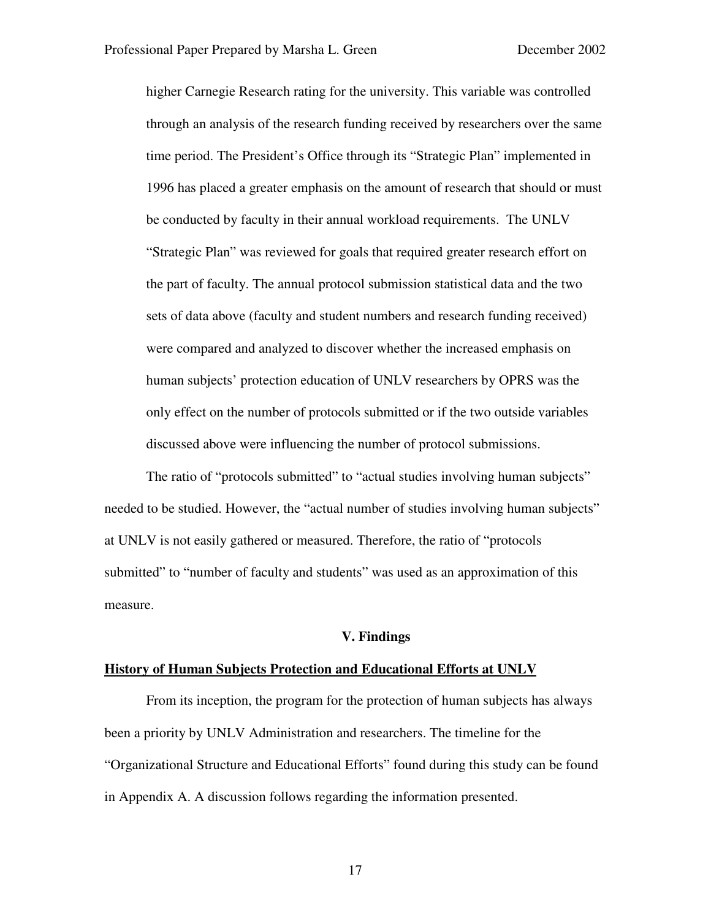higher Carnegie Research rating for the university. This variable was controlled through an analysis of the research funding received by researchers over the same time period. The President's Office through its "Strategic Plan" implemented in 1996 has placed a greater emphasis on the amount of research that should or must be conducted by faculty in their annual workload requirements. The UNLV "Strategic Plan" was reviewed for goals that required greater research effort on the part of faculty. The annual protocol submission statistical data and the two sets of data above (faculty and student numbers and research funding received) were compared and analyzed to discover whether the increased emphasis on human subjects' protection education of UNLV researchers by OPRS was the only effect on the number of protocols submitted or if the two outside variables discussed above were influencing the number of protocol submissions.

The ratio of "protocols submitted" to "actual studies involving human subjects" needed to be studied. However, the "actual number of studies involving human subjects" at UNLV is not easily gathered or measured. Therefore, the ratio of "protocols submitted" to "number of faculty and students" was used as an approximation of this measure.

## V. Findings

### History of Human Subjects Protection and Educational Efforts at UNLV

From its inception, the program for the protection of human subjects has always been a priority by UNLV Administration and researchers. The timeline for the "Organizational Structure and Educational Efforts" found during this study can be found in Appendix A. A discussion follows regarding the information presented.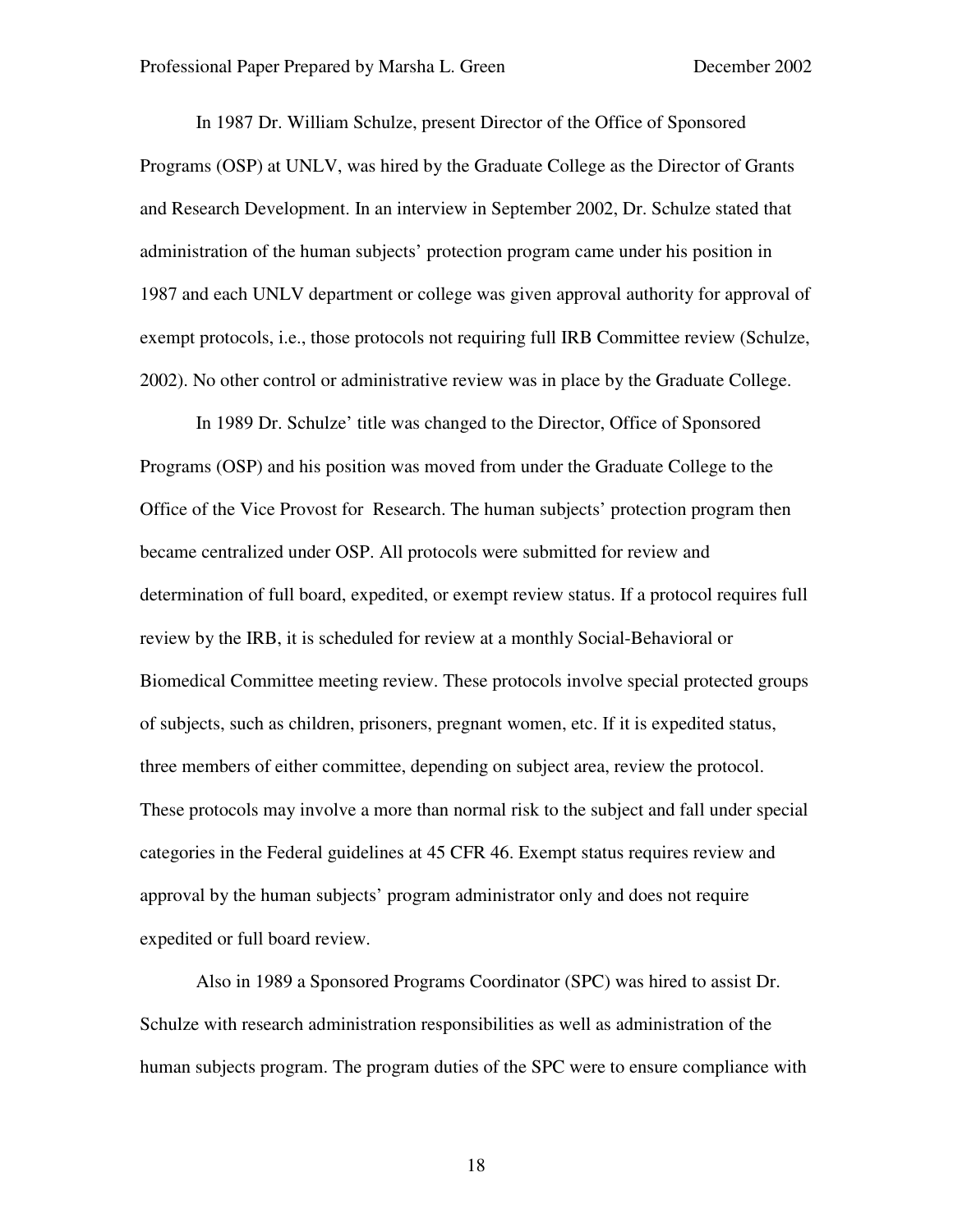In 1987 Dr. William Schulze, present Director of the Office of Sponsored Programs (OSP) at UNLV, was hired by the Graduate College as the Director of Grants and Research Development. In an interview in September 2002, Dr. Schulze stated that administration of the human subjects' protection program came under his position in 1987 and each UNLV department or college was given approval authority for approval of exempt protocols, i.e., those protocols not requiring full IRB Committee review (Schulze, 2002). No other control or administrative review was in place by the Graduate College.

In 1989 Dr. Schulze' title was changed to the Director, Office of Sponsored Programs (OSP) and his position was moved from under the Graduate College to the Office of the Vice Provost for Research. The human subjects' protection program then became centralized under OSP. All protocols were submitted for review and determination of full board, expedited, or exempt review status. If a protocol requires full review by the IRB, it is scheduled for review at a monthly Social-Behavioral or Biomedical Committee meeting review. These protocols involve special protected groups of subjects, such as children, prisoners, pregnant women, etc. If it is expedited status, three members of either committee, depending on subject area, review the protocol. These protocols may involve a more than normal risk to the subject and fall under special categories in the Federal guidelines at 45 CFR 46. Exempt status requires review and approval by the human subjects' program administrator only and does not require expedited or full board review.

Also in 1989 a Sponsored Programs Coordinator (SPC) was hired to assist Dr. Schulze with research administration responsibilities as well as administration of the human subjects program. The program duties of the SPC were to ensure compliance with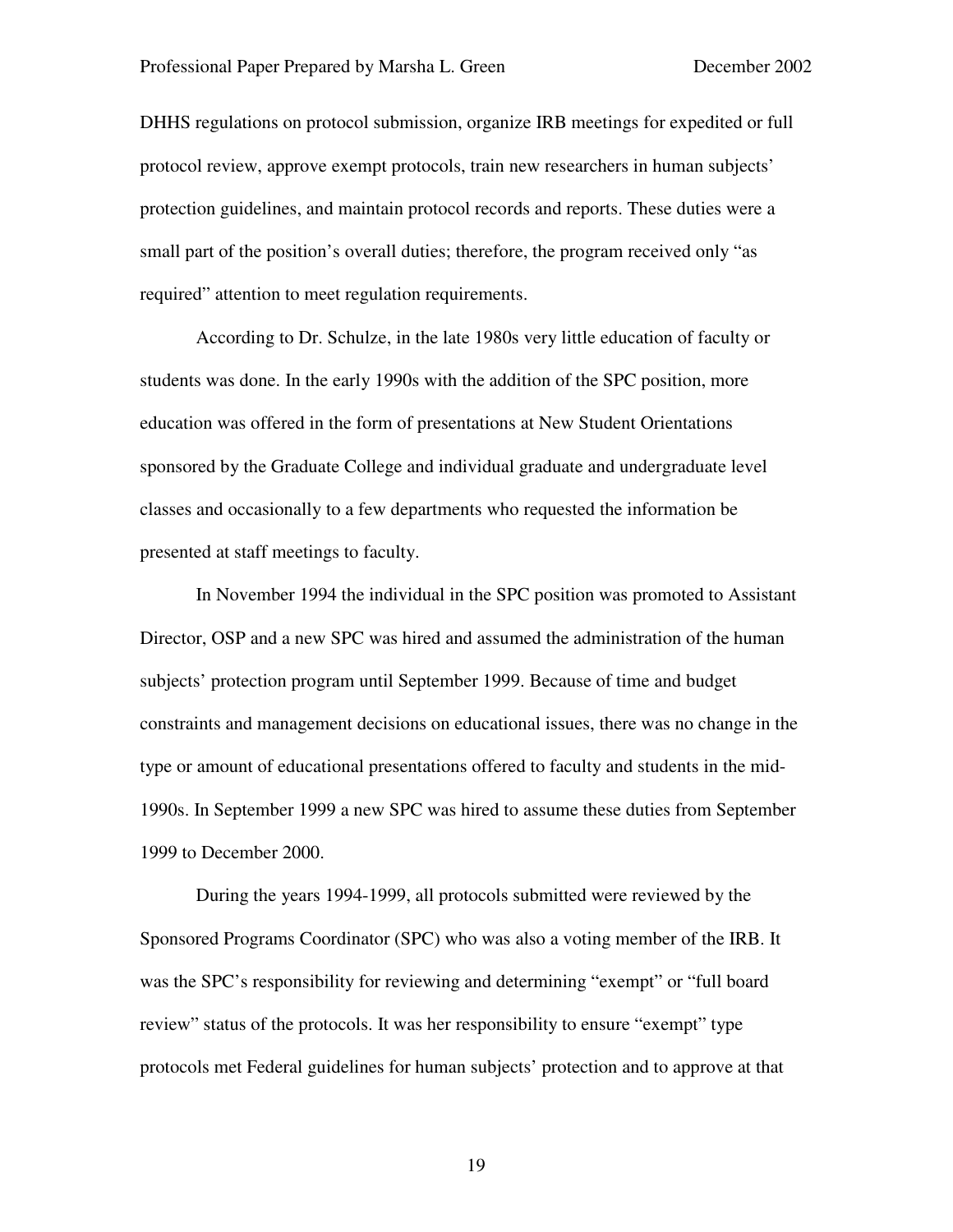DHHS regulations on protocol submission, organize IRB meetings for expedited or full protocol review, approve exempt protocols, train new researchers in human subjects' protection guidelines, and maintain protocol records and reports. These duties were a small part of the position's overall duties; therefore, the program received only "as required" attention to meet regulation requirements.

According to Dr. Schulze, in the late 1980s very little education of faculty or students was done. In the early 1990s with the addition of the SPC position, more education was offered in the form of presentations at New Student Orientations sponsored by the Graduate College and individual graduate and undergraduate level classes and occasionally to a few departments who requested the information be presented at staff meetings to faculty.

In November 1994 the individual in the SPC position was promoted to Assistant Director, OSP and a new SPC was hired and assumed the administration of the human subjects' protection program until September 1999. Because of time and budget constraints and management decisions on educational issues, there was no change in the type or amount of educational presentations offered to faculty and students in the mid-1990s. In September 1999 a new SPC was hired to assume these duties from September 1999 to December 2000.

During the years 1994-1999, all protocols submitted were reviewed by the Sponsored Programs Coordinator (SPC) who was also a voting member of the IRB. It was the SPC's responsibility for reviewing and determining "exempt" or "full board review" status of the protocols. It was her responsibility to ensure "exempt" type protocols met Federal guidelines for human subjects' protection and to approve at that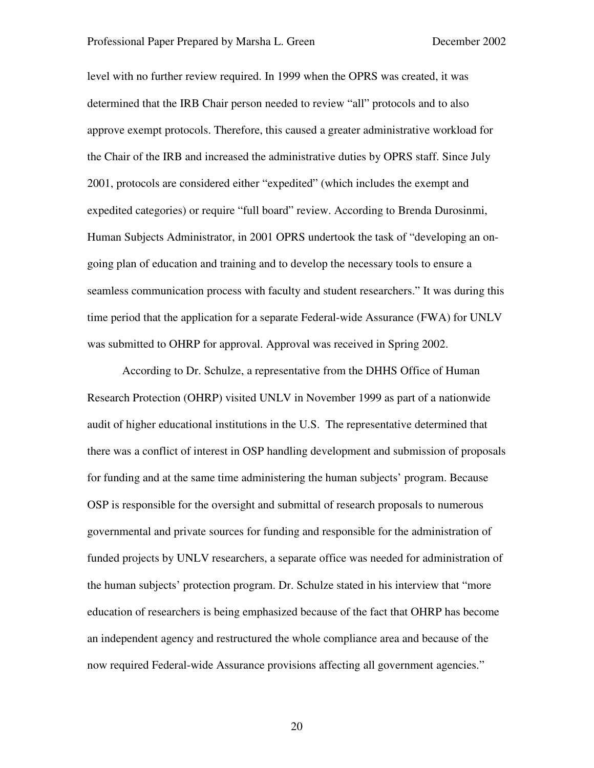level with no further review required. In 1999 when the OPRS was created, it was determined that the IRB Chair person needed to review "all" protocols and to also approve exempt protocols. Therefore, this caused a greater administrative workload for the Chair of the IRB and increased the administrative duties by OPRS staff. Since July 2001, protocols are considered either "expedited" (which includes the exempt and expedited categories) or require "full board" review. According to Brenda Durosinmi, Human Subjects Administrator, in 2001 OPRS undertook the task of "developing an on-going plan of education and training and to develop the necessary tools to ensure a seamless communication process with faculty and student researchers." It was during this time period that the application for a separate Federal-wide Assurance (FWA) for UNLV was submitted to OHRP for approval. Approval was received in Spring 2002.

According to Dr. Schulze, a representative from the DHHS Office of Human Research Protection (OHRP) visited UNLV in November 1999 as part of a nationwide audit of higher educational institutions in the U.S. The representative determined that there was a conflict of interest in OSP handling development and submission of proposals for funding and at the same time administering the human subjects' program. Because OSP is responsible for the oversight and submittal of research proposals to numerous governmental and private sources for funding and responsible for the administration of funded projects by UNLV researchers, a separate office was needed for administration of the human subjects' protection program. Dr. Schulze stated in his interview that "more education of researchers is being emphasized because of the fact that OHRP has become an independent agency and restructured the whole compliance area and because of the now required Federal-wide Assurance provisions affecting all government agencies."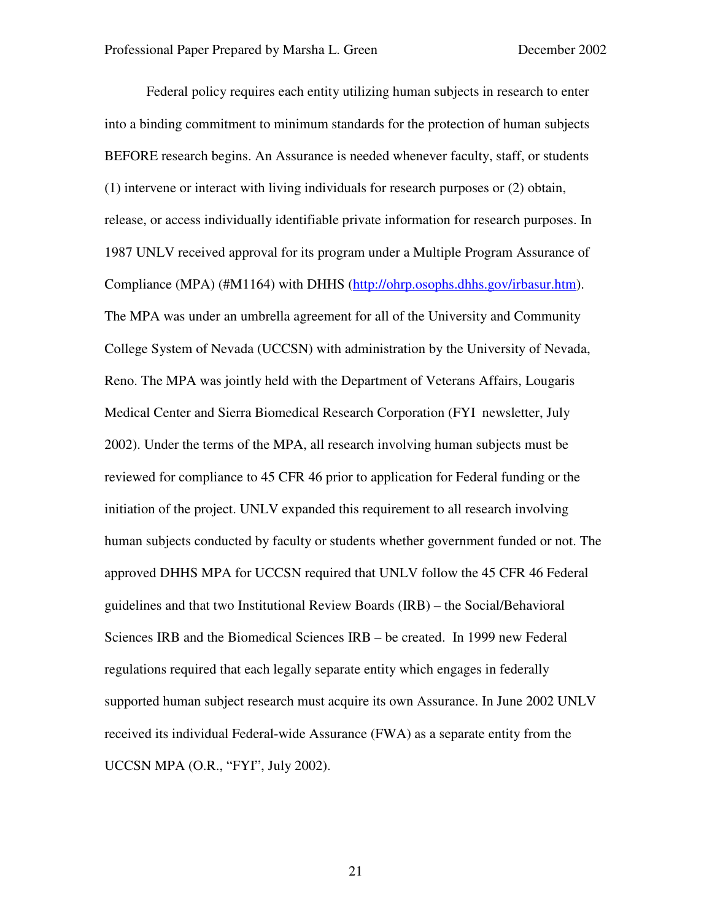Federal policy requires each entity utilizing human subjects in research to enter into a binding commitment to minimum standards for the protection of human subjects BEFORE research begins. An Assurance is needed whenever faculty, staff, or students (1) intervene or interact with living individuals for research purposes or (2) obtain, release, or access individually identifiable private information for research purposes. In 1987 UNLV received approval for its program under a Multiple Program Assurance of Compliance (MPA) (#M1164) with DHHS (http://ohrp.osophs.dhhs.gov/irbasur.htm). The MPA was under an umbrella agreement for all of the University and Community College System of Nevada (UCCSN) with administration by the University of Nevada, Reno. The MPA was jointly held with the Department of Veterans Affairs, Lougaris Medical Center and Sierra Biomedical Research Corporation (FYI newsletter, July 2002). Under the terms of the MPA, all research involving human subjects must be reviewed for compliance to 45 CFR 46 prior to application for Federal funding or the initiation of the project. UNLV expanded this requirement to all research involving human subjects conducted by faculty or students whether government funded or not. The approved DHHS MPA for UCCSN required that UNLV follow the 45 CFR 46 Federal guidelines and that two Institutional Review Boards (IRB) – the Social/Behavioral Sciences IRB and the Biomedical Sciences IRB – be created. In 1999 new Federal regulations required that each legally separate entity which engages in federally supported human subject research must acquire its own Assurance. In June 2002 UNLV received its individual Federal-wide Assurance (FWA) as a separate entity from the UCCSN MPA (O.R., "FYI", July 2002).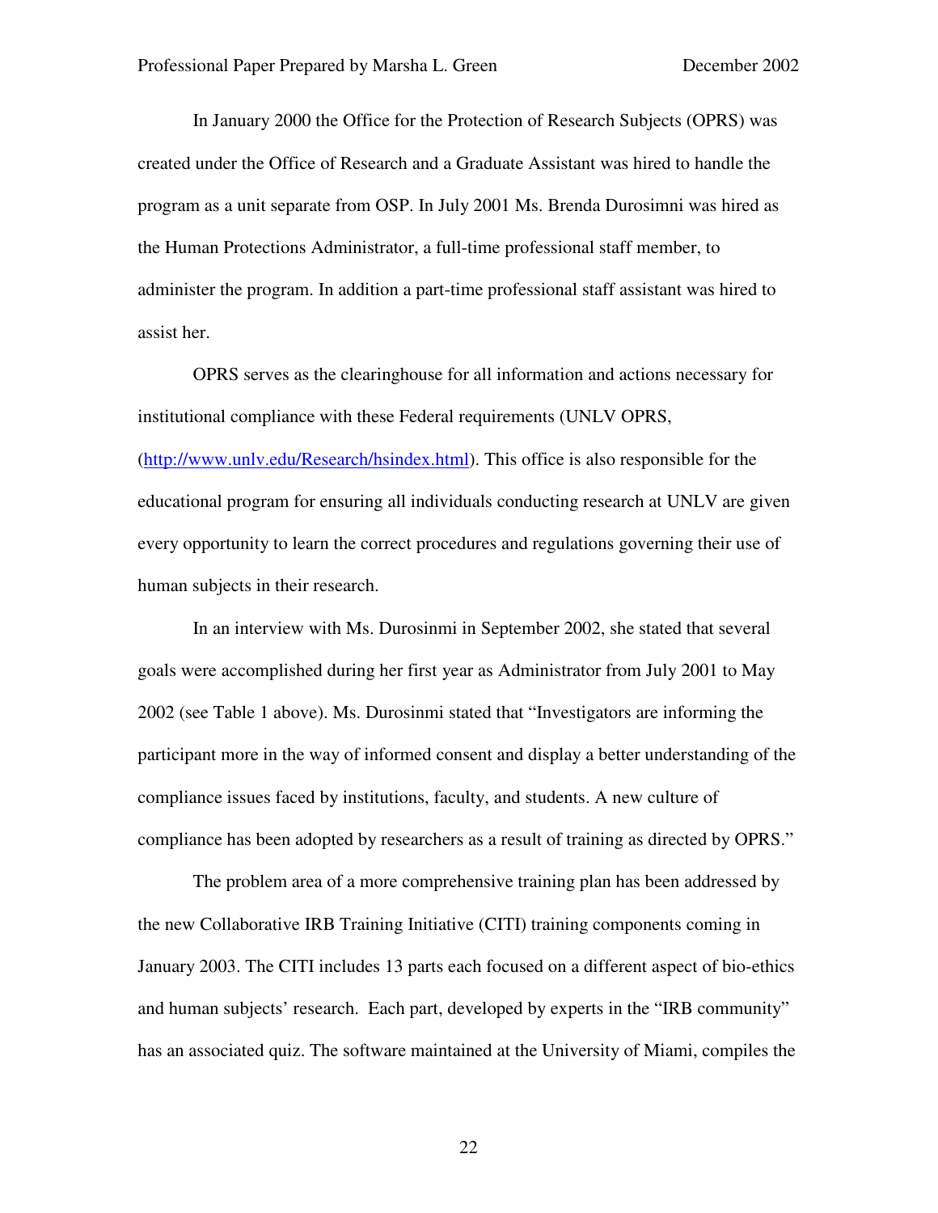In January 2000 the Office for the Protection of Research Subjects (OPRS) was created under the Office of Research and a Graduate Assistant was hired to handle the program as a unit separate from OSP. In July 2001 Ms. Brenda Durosimni was hired as the Human Protections Administrator, a full-time professional staff member, to administer the program. In addition a part-time professional staff assistant was hired to assist her.

OPRS serves as the clearinghouse for all information and actions necessary for institutional compliance with these Federal requirements (UNLV OPRS, (http://www.unlv.edu/Research/hsindex.html). This office is also responsible for the educational program for ensuring all individuals conducting research at UNLV are given every opportunity to learn the correct procedures and regulations governing their use of human subjects in their research.

In an interview with Ms. Durosinmi in September 2002, she stated that several goals were accomplished during her first year as Administrator from July 2001 to May 2002 (see Table 1 above). Ms. Durosinmi stated that "Investigators are informing the participant more in the way of informed consent and display a better understanding of the compliance issues faced by institutions, faculty, and students. A new culture of compliance has been adopted by researchers as a result of training as directed by OPRS."

The problem area of a more comprehensive training plan has been addressed by the new Collaborative IRB Training Initiative (CITI) training components coming in January 2003. The CITI includes 13 parts each focused on a different aspect of bio-ethics and human subjects' research. Each part, developed by experts in the "IRB community" has an associated quiz. The software maintained at the University of Miami, compiles the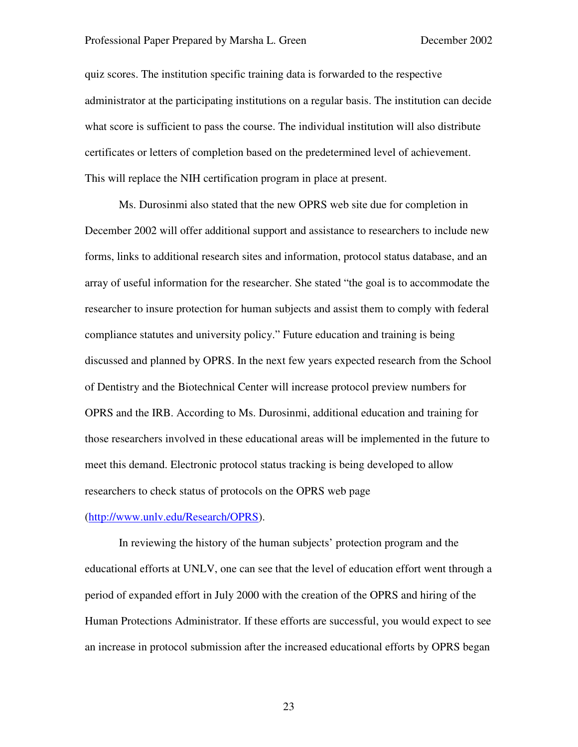quiz scores. The institution specific training data is forwarded to the respective administrator at the participating institutions on a regular basis. The institution can decide what score is sufficient to pass the course. The individual institution will also distribute certificates or letters of completion based on the predetermined level of achievement. This will replace the NIH certification program in place at present.

Ms. Durosinmi also stated that the new OPRS web site due for completion in December 2002 will offer additional support and assistance to researchers to include new forms, links to additional research sites and information, protocol status database, and an array of useful information for the researcher. She stated "the goal is to accommodate the researcher to insure protection for human subjects and assist them to comply with federal compliance statutes and university policy." Future education and training is being discussed and planned by OPRS. In the next few years expected research from the School of Dentistry and the Biotechnical Center will increase protocol preview numbers for OPRS and the IRB. According to Ms. Durosinmi, additional education and training for those researchers involved in these educational areas will be implemented in the future to meet this demand. Electronic protocol status tracking is being developed to allow researchers to check status of protocols on the OPRS web page (http://www.unlv.edu/Research/OPRS).

In reviewing the history of the human subjects' protection program and the educational efforts at UNLV, one can see that the level of education effort went through a period of expanded effort in July 2000 with the creation of the OPRS and hiring of the Human Protections Administrator. If these efforts are successful, you would expect to see an increase in protocol submission after the increased educational efforts by OPRS began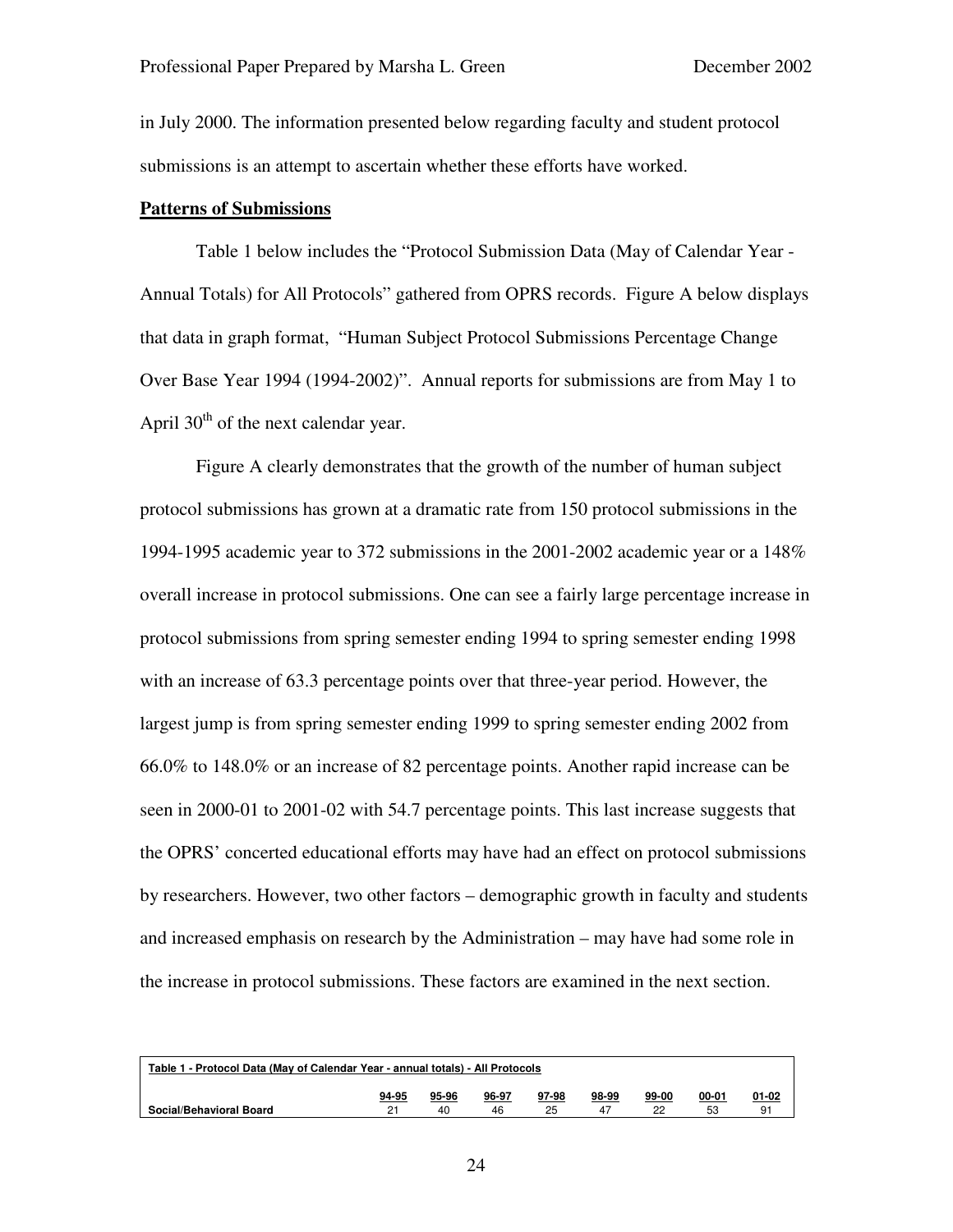in July 2000. The information presented below regarding faculty and student protocol submissions is an attempt to ascertain whether these efforts have worked.

**Patterns of Submissions**

Table 1 below includes the "Protocol Submission Data (May of Calendar Year - Annual Totals) for All Protocols" gathered from OPRS records. Figure A below displays that data in graph format, "Human Subject Protocol Submissions Percentage Change Over Base Year 1994 (1994-2002)". Annual reports for submissions are from May 1 to April 30th of the next calendar year.

Figure A clearly demonstrates that the growth of the number of human subject protocol submissions has grown at a dramatic rate from 150 protocol submissions in the 1994-1995 academic year to 372 submissions in the 2001-2002 academic year or a 148% overall increase in protocol submissions. One can see a fairly large percentage increase in protocol submissions from spring semester ending 1994 to spring semester ending 1998 with an increase of 63.3 percentage points over that three-year period. However, the largest jump is from spring semester ending 1999 to spring semester ending 2002 from 66.0% to 148.0% or an increase of 82 percentage points. Another rapid increase can be seen in 2000-01 to 2001-02 with 54.7 percentage points. This last increase suggests that the OPRS' concerted educational efforts may have had an effect on protocol submissions by researchers. However, two other factors – demographic growth in faculty and students and increased emphasis on research by the Administration – may have had some role in the increase in protocol submissions. These factors are examined in the next section.

**Table 1 - Protocol Data (May of Calendar Year - annual totals) - All Protocols**

| | 94-95 | 95-96 | 96-97 | 97-98 | 98-99 | 99-00 | 00-01 | 01-02 |
|---|---|---|---|---|---|---|---|---|
| Social/Behavioral Board | 21 | 40 | 46 | 25 | 47 | 22 | 53 | 91 |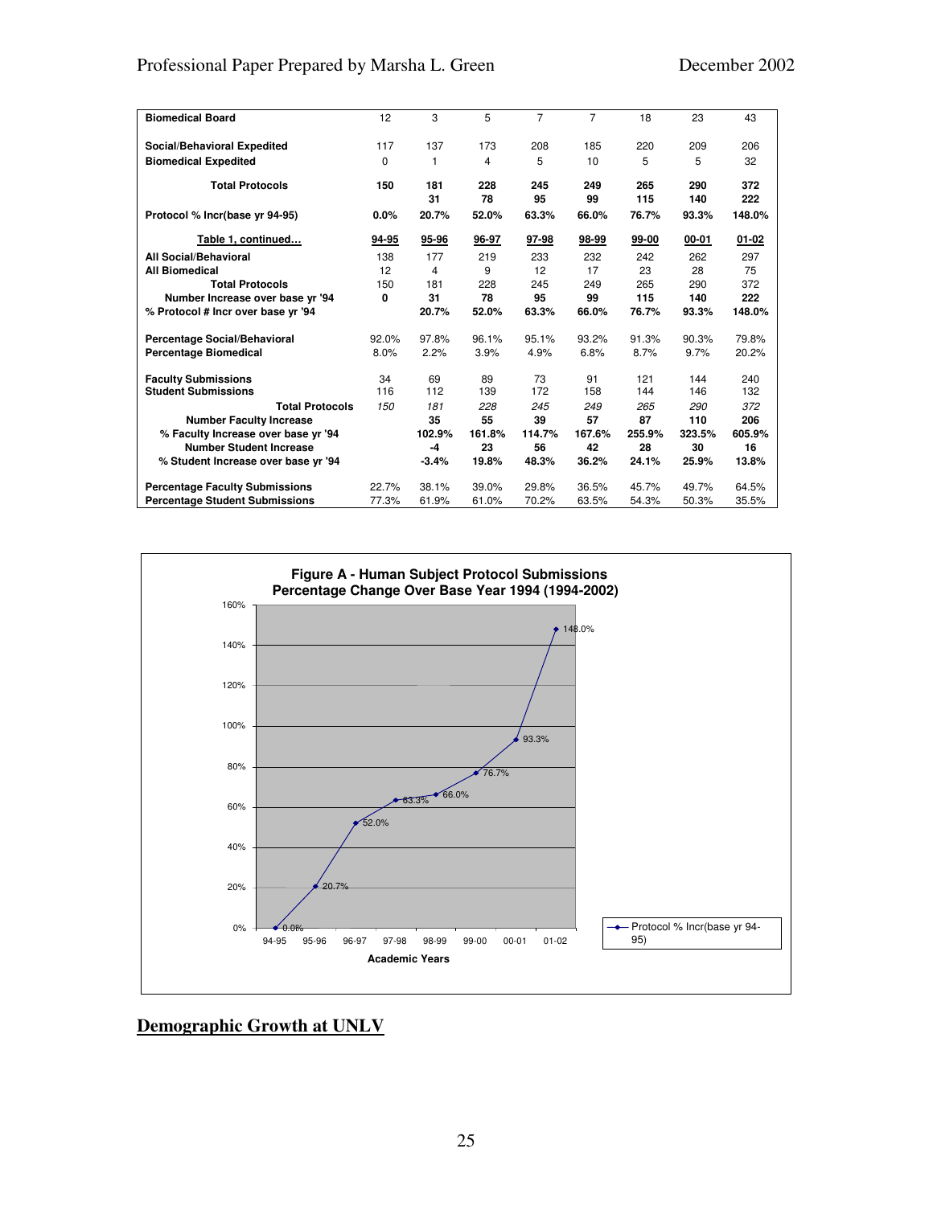| | 94-95 | 95-96 | 96-97 | 97-98 | 98-99 | 99-00 | 00-01 | 01-02 |
|---|---|---|---|---|---|---|---|---|
| **Biomedical Board** | 12 | 3 | 5 | 7 | 7 | 18 | 23 | 43 |
| **Social/Behavioral Expedited** | 117 | 137 | 173 | 208 | 185 | 220 | 209 | 206 |
| **Biomedical Expedited** | 0 | 1 | 4 | 5 | 10 | 5 | 5 | 32 |
| **Total Protocols** | **150** | **181** | **228** | **245** | **249** | **265** | **290** | **372** |
| | | **31** | **78** | **95** | **99** | **115** | **140** | **222** |
| **Protocol % Incr(base yr 94-95)** | **0.0%** | **20.7%** | **52.0%** | **63.3%** | **66.0%** | **76.7%** | **93.3%** | **148.0%** |

| **Table 1, continued…** | **94-95** | **95-96** | **96-97** | **97-98** | **98-99** | **99-00** | **00-01** | **01-02** |
|---|---|---|---|---|---|---|---|---|
| **All Social/Behavioral** | 138 | 177 | 219 | 233 | 232 | 242 | 262 | 297 |
| **All Biomedical** | 12 | 4 | 9 | 12 | 17 | 23 | 28 | 75 |
| **Total Protocols** | 150 | 181 | 228 | 245 | 249 | 265 | 290 | 372 |
| **Number Increase over base yr '94** | **0** | **31** | **78** | **95** | **99** | **115** | **140** | **222** |
| **% Protocol # Incr over base yr '94** | | **20.7%** | **52.0%** | **63.3%** | **66.0%** | **76.7%** | **93.3%** | **148.0%** |
| **Percentage Social/Behavioral** | 92.0% | 97.8% | 96.1% | 95.1% | 93.2% | 91.3% | 90.3% | 79.8% |
| **Percentage Biomedical** | 8.0% | 2.2% | 3.9% | 4.9% | 6.8% | 8.7% | 9.7% | 20.2% |
| **Faculty Submissions** | 34 | 69 | 89 | 73 | 91 | 121 | 144 | 240 |
| **Student Submissions** | 116 | 112 | 139 | 172 | 158 | 144 | 146 | 132 |
| **Total Protocols** | *150* | *181* | *228* | *245* | *249* | *265* | *290* | *372* |
| **Number Faculty Increase** | | **35** | **55** | **39** | **57** | **87** | **110** | **206** |
| **% Faculty Increase over base yr '94** | | **102.9%** | **161.8%** | **114.7%** | **167.6%** | **255.9%** | **323.5%** | **605.9%** |
| **Number Student Increase** | | **-4** | **23** | **56** | **42** | **28** | **30** | **16** |
| **% Student Increase over base yr '94** | | **-3.4%** | **19.8%** | **48.3%** | **36.2%** | **24.1%** | **25.9%** | **13.8%** |
| **Percentage Faculty Submissions** | 22.7% | 38.1% | 39.0% | 29.8% | 36.5% | 45.7% | 49.7% | 64.5% |
| **Percentage Student Submissions** | 77.3% | 61.9% | 61.0% | 70.2% | 63.5% | 54.3% | 50.3% | 35.5% |

**Figure A - Human Subject Protocol Submissions**
**Percentage Change Over Base Year 1994 (1994-2002)**

160%
140%
120%
100%
80%
60%
40%
20%
0%

0.0%
20.7%
52.0%
63.3%
66.0%
76.7%
93.3%
148.0%

94-95 95-96 96-97 97-98 98-99 99-00 00-01 01-02

**Academic Years**

Protocol % Incr(base yr 94-95)

## Demographic Growth at UNLV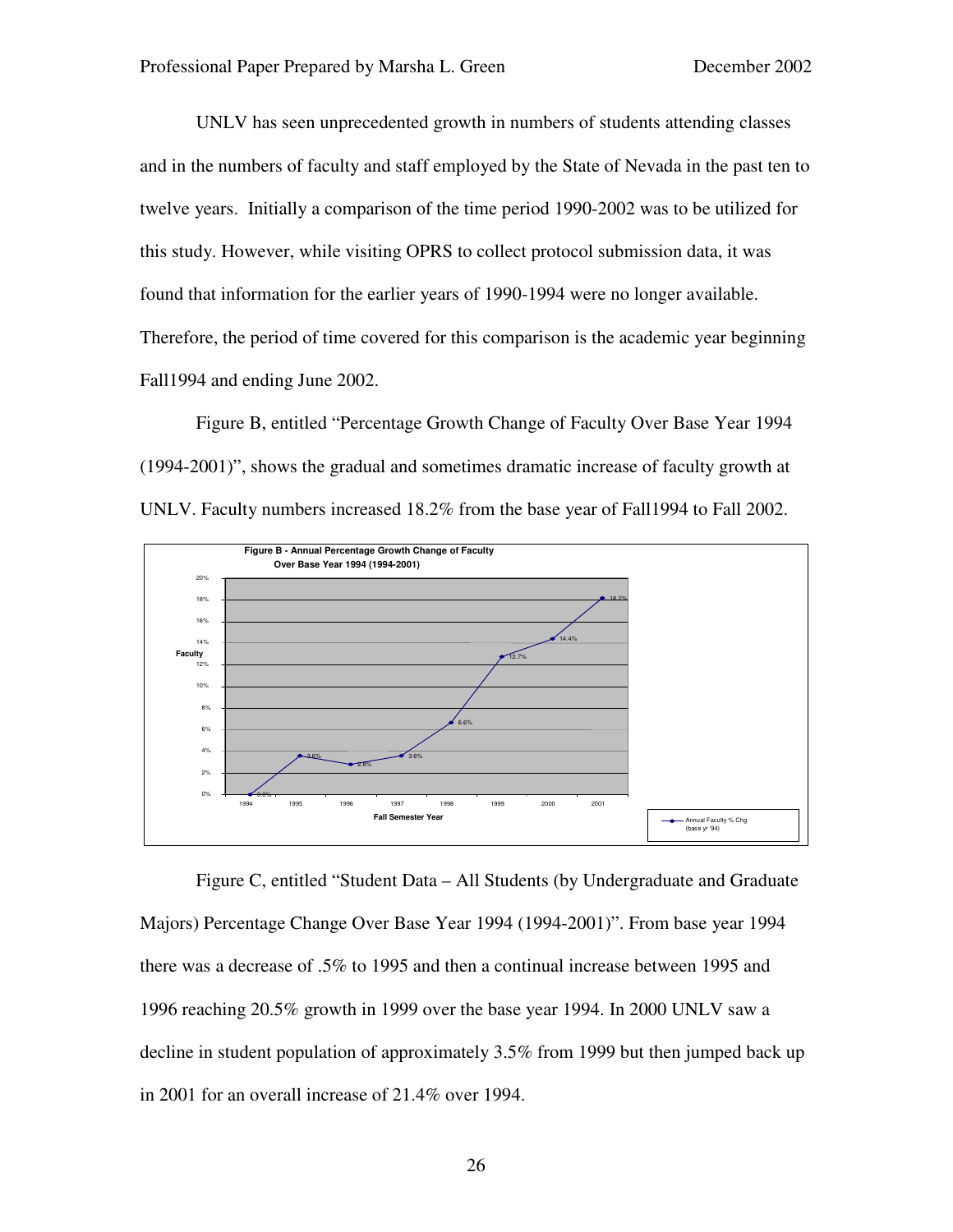UNLV has seen unprecedented growth in numbers of students attending classes and in the numbers of faculty and staff employed by the State of Nevada in the past ten to twelve years. Initially a comparison of the time period 1990-2002 was to be utilized for this study. However, while visiting OPRS to collect protocol submission data, it was found that information for the earlier years of 1990-1994 were no longer available. Therefore, the period of time covered for this comparison is the academic year beginning Fall1994 and ending June 2002.

Figure B, entitled "Percentage Growth Change of Faculty Over Base Year 1994 (1994-2001)", shows the gradual and sometimes dramatic increase of faculty growth at UNLV. Faculty numbers increased 18.2% from the base year of Fall1994 to Fall 2002.

Figure B - Annual Percentage Growth Change of Faculty Over Base Year 1994 (1994-2001)

Faculty

20%
18%
16%
14%
12%
10%
8%
6%
4%
2%
0%

0.0%
3.6%
2.8%
3.6%
6.6%
12.7%
14.4%
18.2%

1994 1995 1996 1997 1998 1999 2000 2001

Fall Semester Year

Annual Faculty % Chg (base yr '94)

Figure C, entitled "Student Data – All Students (by Undergraduate and Graduate Majors) Percentage Change Over Base Year 1994 (1994-2001)". From base year 1994 there was a decrease of .5% to 1995 and then a continual increase between 1995 and 1996 reaching 20.5% growth in 1999 over the base year 1994. In 2000 UNLV saw a decline in student population of approximately 3.5% from 1999 but then jumped back up in 2001 for an overall increase of 21.4% over 1994.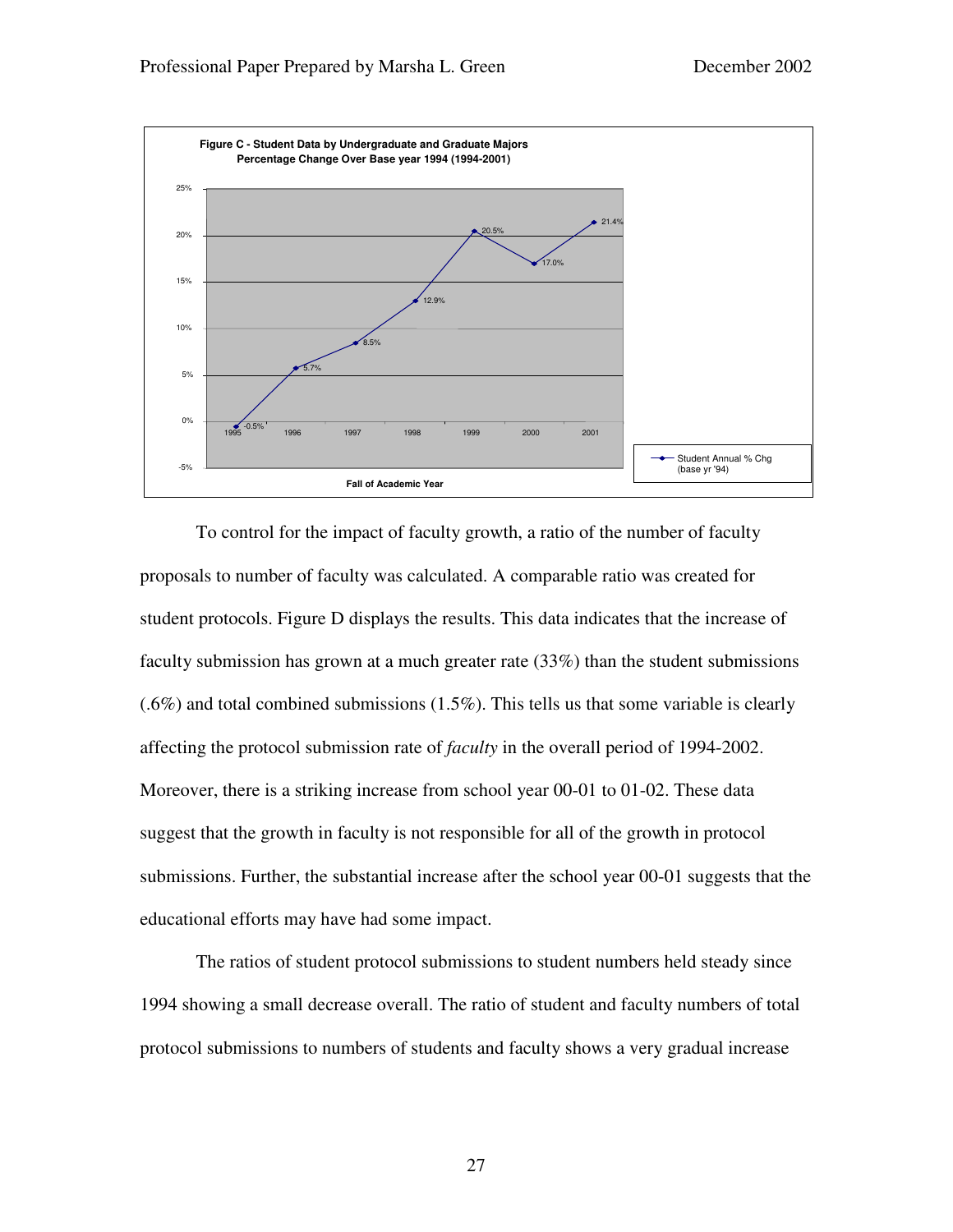Figure C - Student Data by Undergraduate and Graduate Majors
Percentage Change Over Base year 1994 (1994-2001)

25%
20%
15%
10%
5%
0%
-5%

-0.5%
5.7%
8.5%
12.9%
20.5%
17.0%
21.4%

1995
1996
1997
1998
1999
2000
2001

Fall of Academic Year

Student Annual % Chg (base yr '94)

To control for the impact of faculty growth, a ratio of the number of faculty proposals to number of faculty was calculated. A comparable ratio was created for student protocols. Figure D displays the results. This data indicates that the increase of faculty submission has grown at a much greater rate (33%) than the student submissions (.6%) and total combined submissions (1.5%). This tells us that some variable is clearly affecting the protocol submission rate of *faculty* in the overall period of 1994-2002. Moreover, there is a striking increase from school year 00-01 to 01-02. These data suggest that the growth in faculty is not responsible for all of the growth in protocol submissions. Further, the substantial increase after the school year 00-01 suggests that the educational efforts may have had some impact.

The ratios of student protocol submissions to student numbers held steady since 1994 showing a small decrease overall. The ratio of student and faculty numbers of total protocol submissions to numbers of students and faculty shows a very gradual increase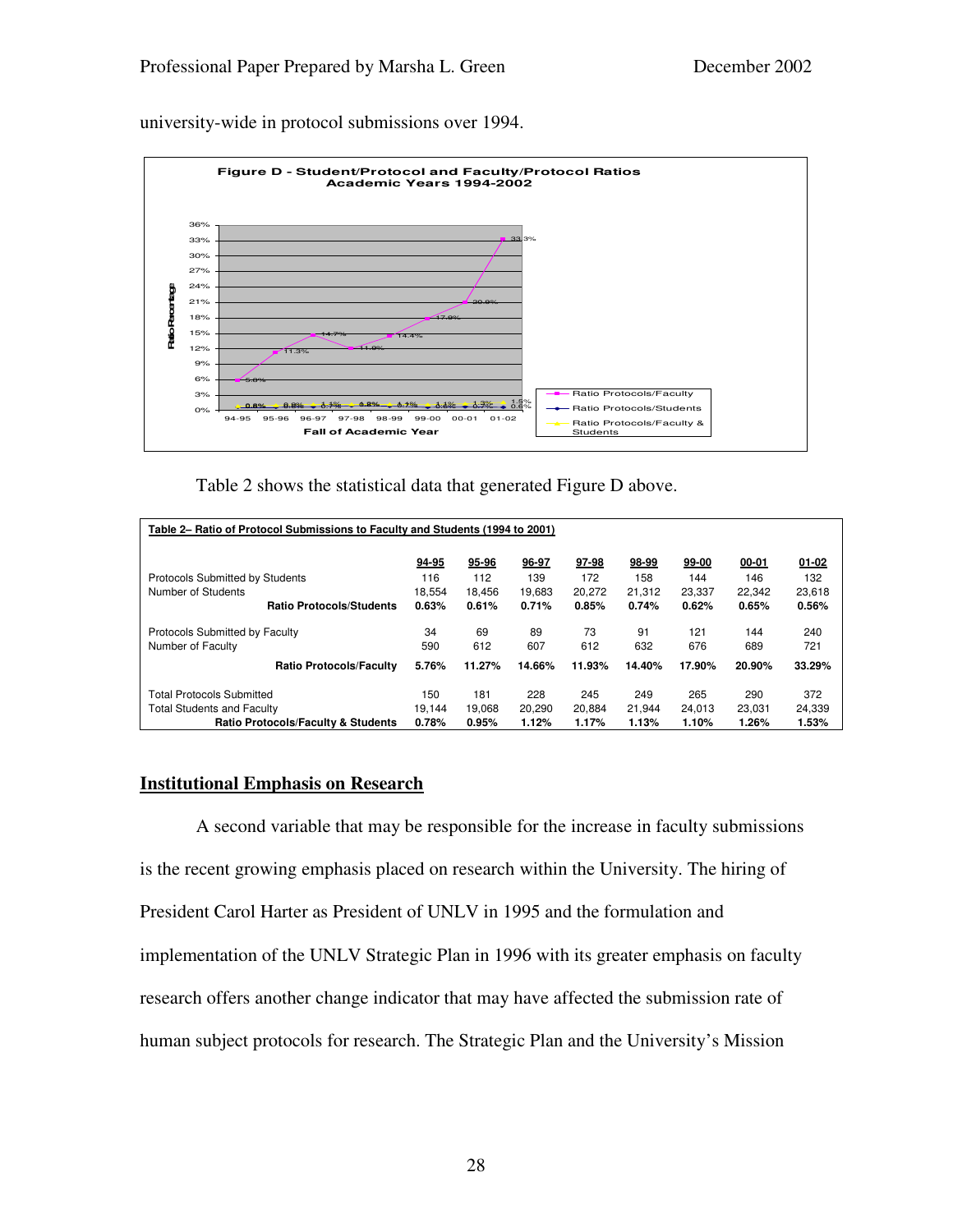university-wide in protocol submissions over 1994.

Figure D - Student/Protocol and Faculty/Protocol Ratios
Academic Years 1994-2002

36%
33%
30%
27%
24%
21%
18%
15%
12%
9%
6%
3%
0%

Ratio Percentage

33.3%
20.9%
17.9%
14.7%
14.4%
11.3%
11.9%
5.8%
0.8%
0.6%
0.9%
0.6%
1.1%
0.7%
0.8%
1.1%
0.7%
1.1%
0.6%
1.3%
0.7%
1.5%
0.6%

94-95 95-96 96-97 97-98 98-99 99-00 00-01 01-02

Fall of Academic Year

Ratio Protocols/Faculty
Ratio Protocols/Students
Ratio Protocols/Faculty & Students

Table 2 shows the statistical data that generated Figure D above.

Table 2– Ratio of Protocol Submissions to Faculty and Students (1994 to 2001)

| | 94-95 | 95-96 | 96-97 | 97-98 | 98-99 | 99-00 | 00-01 | 01-02 |
|---|---|---|---|---|---|---|---|---|
| Protocols Submitted by Students | 116 | 112 | 139 | 172 | 158 | 144 | 146 | 132 |
| Number of Students | 18,554 | 18,456 | 19,683 | 20,272 | 21,312 | 23,337 | 22,342 | 23,618 |
| **Ratio Protocols/Students** | **0.63%** | **0.61%** | **0.71%** | **0.85%** | **0.74%** | **0.62%** | **0.65%** | **0.56%** |
| Protocols Submitted by Faculty | 34 | 69 | 89 | 73 | 91 | 121 | 144 | 240 |
| Number of Faculty | 590 | 612 | 607 | 612 | 632 | 676 | 689 | 721 |
| **Ratio Protocols/Faculty** | **5.76%** | **11.27%** | **14.66%** | **11.93%** | **14.40%** | **17.90%** | **20.90%** | **33.29%** |
| Total Protocols Submitted | 150 | 181 | 228 | 245 | 249 | 265 | 290 | 372 |
| Total Students and Faculty | 19,144 | 19,068 | 20,290 | 20,884 | 21,944 | 24,013 | 23,031 | 24,339 |
| **Ratio Protocols/Faculty & Students** | **0.78%** | **0.95%** | **1.12%** | **1.17%** | **1.13%** | **1.10%** | **1.26%** | **1.53%** |

## Institutional Emphasis on Research

A second variable that may be responsible for the increase in faculty submissions is the recent growing emphasis placed on research within the University. The hiring of President Carol Harter as President of UNLV in 1995 and the formulation and implementation of the UNLV Strategic Plan in 1996 with its greater emphasis on faculty research offers another change indicator that may have affected the submission rate of human subject protocols for research. The Strategic Plan and the University's Mission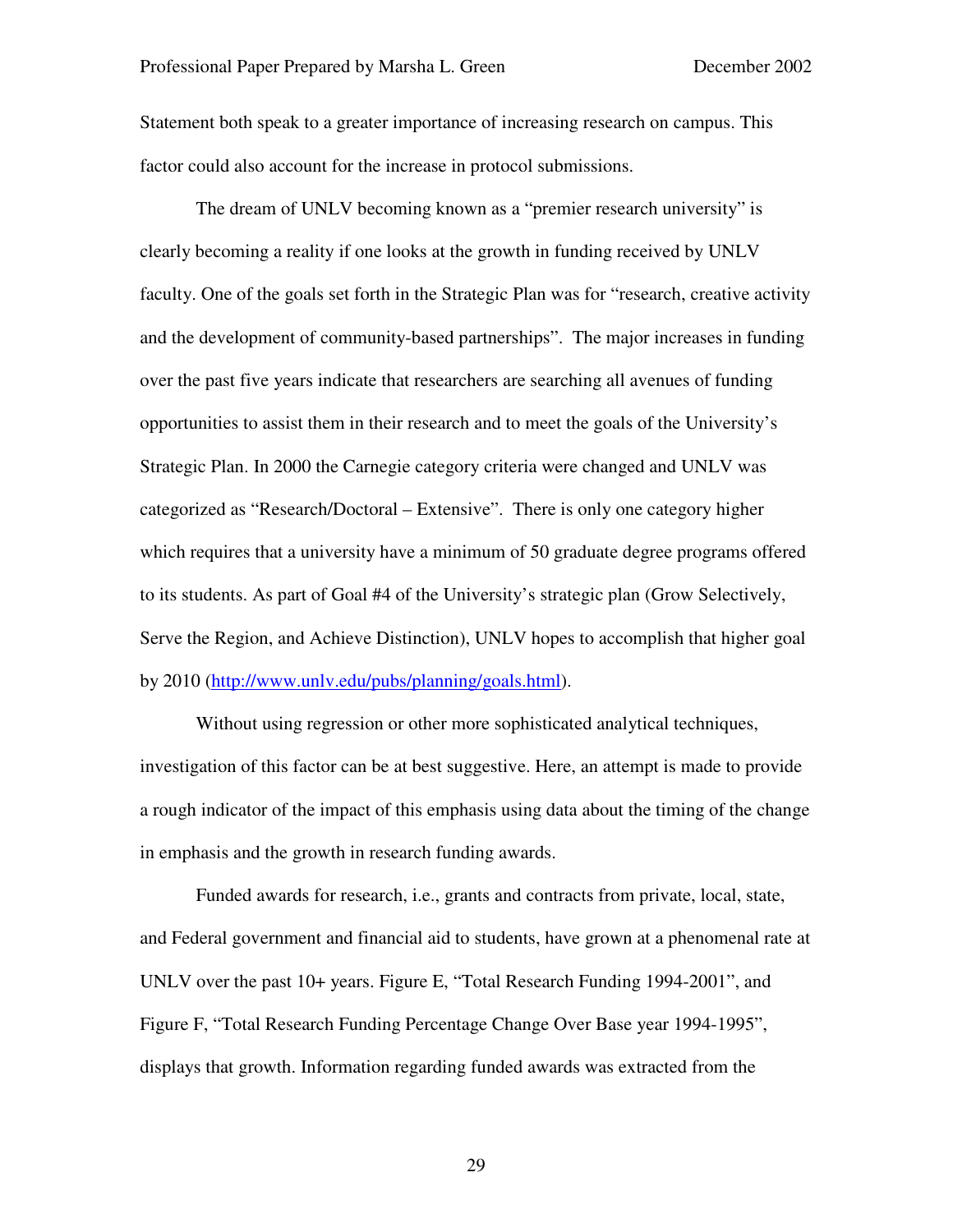Statement both speak to a greater importance of increasing research on campus. This factor could also account for the increase in protocol submissions.

The dream of UNLV becoming known as a "premier research university" is clearly becoming a reality if one looks at the growth in funding received by UNLV faculty. One of the goals set forth in the Strategic Plan was for "research, creative activity and the development of community-based partnerships". The major increases in funding over the past five years indicate that researchers are searching all avenues of funding opportunities to assist them in their research and to meet the goals of the University's Strategic Plan. In 2000 the Carnegie category criteria were changed and UNLV was categorized as "Research/Doctoral – Extensive". There is only one category higher which requires that a university have a minimum of 50 graduate degree programs offered to its students. As part of Goal #4 of the University's strategic plan (Grow Selectively, Serve the Region, and Achieve Distinction), UNLV hopes to accomplish that higher goal by 2010 (http://www.unlv.edu/pubs/planning/goals.html).

Without using regression or other more sophisticated analytical techniques, investigation of this factor can be at best suggestive. Here, an attempt is made to provide a rough indicator of the impact of this emphasis using data about the timing of the change in emphasis and the growth in research funding awards.

Funded awards for research, i.e., grants and contracts from private, local, state, and Federal government and financial aid to students, have grown at a phenomenal rate at UNLV over the past 10+ years. Figure E, "Total Research Funding 1994-2001", and Figure F, "Total Research Funding Percentage Change Over Base year 1994-1995", displays that growth. Information regarding funded awards was extracted from the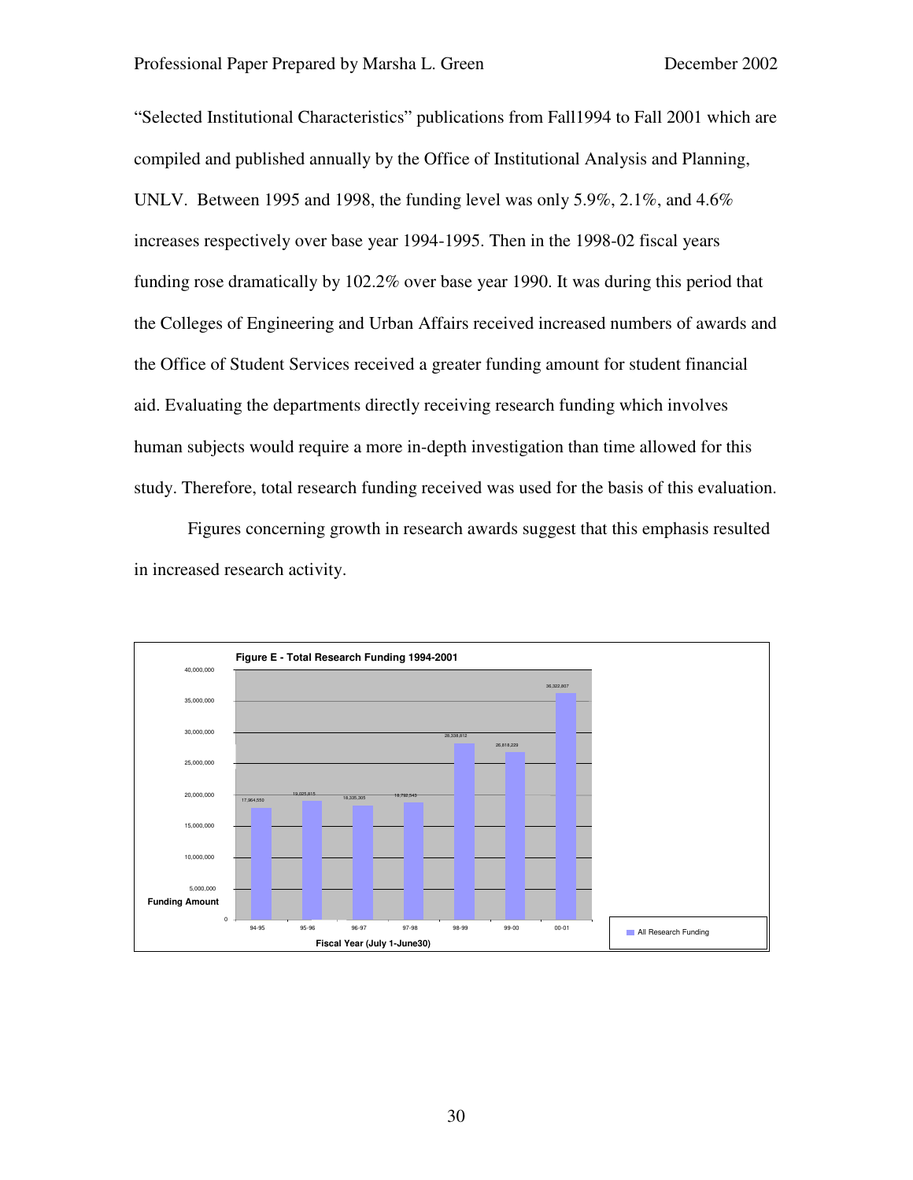"Selected Institutional Characteristics" publications from Fall1994 to Fall 2001 which are compiled and published annually by the Office of Institutional Analysis and Planning, UNLV. Between 1995 and 1998, the funding level was only 5.9%, 2.1%, and 4.6% increases respectively over base year 1994-1995. Then in the 1998-02 fiscal years funding rose dramatically by 102.2% over base year 1990. It was during this period that the Colleges of Engineering and Urban Affairs received increased numbers of awards and the Office of Student Services received a greater funding amount for student financial aid. Evaluating the departments directly receiving research funding which involves human subjects would require a more in-depth investigation than time allowed for this study. Therefore, total research funding received was used for the basis of this evaluation.

Figures concerning growth in research awards suggest that this emphasis resulted in increased research activity.

**Figure E - Total Research Funding 1994-2001**

Funding Amount

40,000,000
35,000,000
30,000,000
25,000,000
20,000,000
15,000,000
10,000,000
5,000,000
0

17,964,550
19,025,815
18,335,305
18,792,543
28,338,812
26,818,229
36,322,807

94-95
95-96
96-97
97-98
98-99
99-00
00-01

Fiscal Year (July 1-June30)

All Research Funding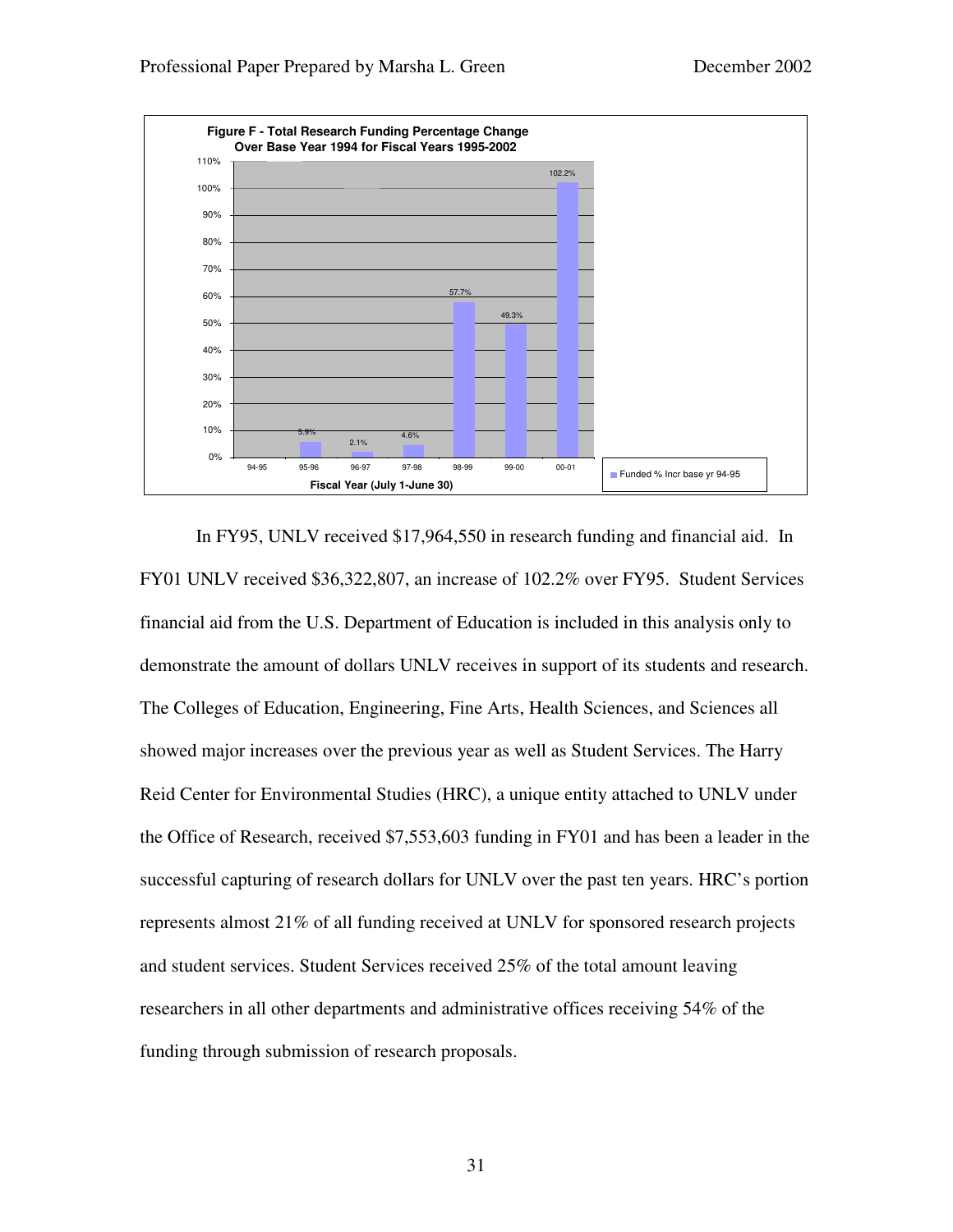**Figure F - Total Research Funding Percentage Change Over Base Year 1994 for Fiscal Years 1995-2002**

| Fiscal Year (July 1-June 30) | Funded % Incr base yr 94-95 |
|---|---|
| 94-95 | |
| 95-96 | 5.9% |
| 96-97 | 2.1% |
| 97-98 | 4.6% |
| 98-99 | 57.7% |
| 99-00 | 49.3% |
| 00-01 | 102.2% |

In FY95, UNLV received $17,964,550 in research funding and financial aid. In FY01 UNLV received $36,322,807, an increase of 102.2% over FY95. Student Services financial aid from the U.S. Department of Education is included in this analysis only to demonstrate the amount of dollars UNLV receives in support of its students and research. The Colleges of Education, Engineering, Fine Arts, Health Sciences, and Sciences all showed major increases over the previous year as well as Student Services. The Harry Reid Center for Environmental Studies (HRC), a unique entity attached to UNLV under the Office of Research, received $7,553,603 funding in FY01 and has been a leader in the successful capturing of research dollars for UNLV over the past ten years. HRC's portion represents almost 21% of all funding received at UNLV for sponsored research projects and student services. Student Services received 25% of the total amount leaving researchers in all other departments and administrative offices receiving 54% of the funding through submission of research proposals.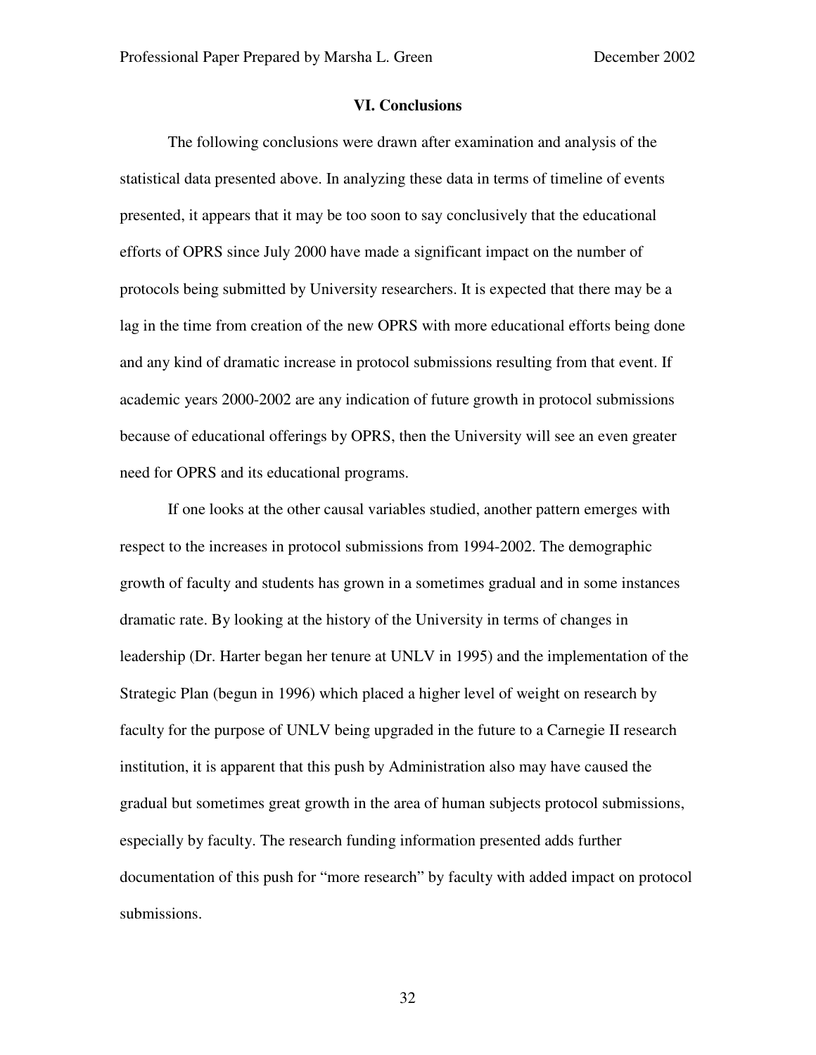## VI. Conclusions

The following conclusions were drawn after examination and analysis of the statistical data presented above. In analyzing these data in terms of timeline of events presented, it appears that it may be too soon to say conclusively that the educational efforts of OPRS since July 2000 have made a significant impact on the number of protocols being submitted by University researchers. It is expected that there may be a lag in the time from creation of the new OPRS with more educational efforts being done and any kind of dramatic increase in protocol submissions resulting from that event. If academic years 2000-2002 are any indication of future growth in protocol submissions because of educational offerings by OPRS, then the University will see an even greater need for OPRS and its educational programs.

If one looks at the other causal variables studied, another pattern emerges with respect to the increases in protocol submissions from 1994-2002. The demographic growth of faculty and students has grown in a sometimes gradual and in some instances dramatic rate. By looking at the history of the University in terms of changes in leadership (Dr. Harter began her tenure at UNLV in 1995) and the implementation of the Strategic Plan (begun in 1996) which placed a higher level of weight on research by faculty for the purpose of UNLV being upgraded in the future to a Carnegie II research institution, it is apparent that this push by Administration also may have caused the gradual but sometimes great growth in the area of human subjects protocol submissions, especially by faculty. The research funding information presented adds further documentation of this push for "more research" by faculty with added impact on protocol submissions.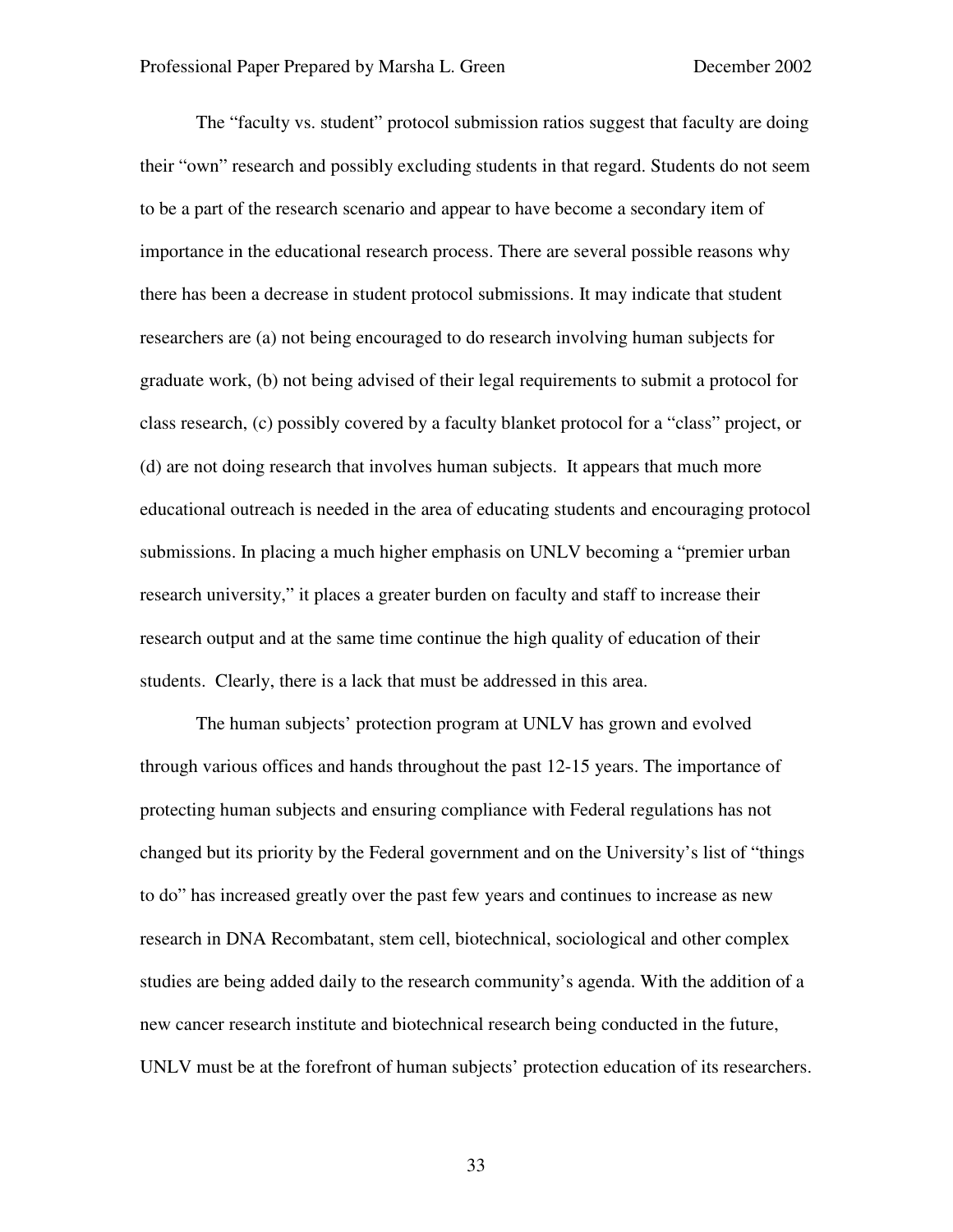The "faculty vs. student" protocol submission ratios suggest that faculty are doing their "own" research and possibly excluding students in that regard. Students do not seem to be a part of the research scenario and appear to have become a secondary item of importance in the educational research process. There are several possible reasons why there has been a decrease in student protocol submissions. It may indicate that student researchers are (a) not being encouraged to do research involving human subjects for graduate work, (b) not being advised of their legal requirements to submit a protocol for class research, (c) possibly covered by a faculty blanket protocol for a "class" project, or (d) are not doing research that involves human subjects. It appears that much more educational outreach is needed in the area of educating students and encouraging protocol submissions. In placing a much higher emphasis on UNLV becoming a "premier urban research university," it places a greater burden on faculty and staff to increase their research output and at the same time continue the high quality of education of their students. Clearly, there is a lack that must be addressed in this area.

The human subjects' protection program at UNLV has grown and evolved through various offices and hands throughout the past 12-15 years. The importance of protecting human subjects and ensuring compliance with Federal regulations has not changed but its priority by the Federal government and on the University's list of "things to do" has increased greatly over the past few years and continues to increase as new research in DNA Recombatant, stem cell, biotechnical, sociological and other complex studies are being added daily to the research community's agenda. With the addition of a new cancer research institute and biotechnical research being conducted in the future, UNLV must be at the forefront of human subjects' protection education of its researchers.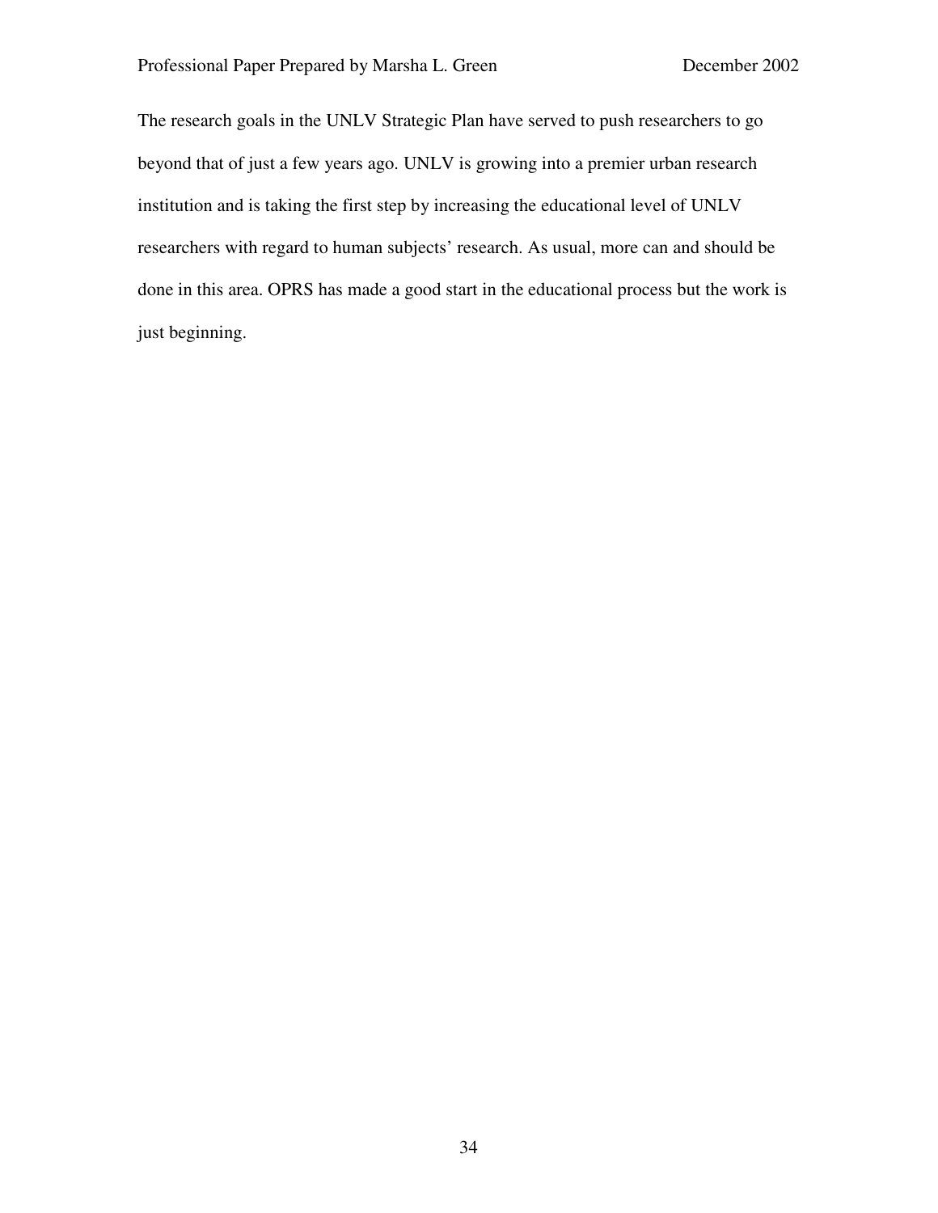The research goals in the UNLV Strategic Plan have served to push researchers to go beyond that of just a few years ago. UNLV is growing into a premier urban research institution and is taking the first step by increasing the educational level of UNLV researchers with regard to human subjects' research. As usual, more can and should be done in this area. OPRS has made a good start in the educational process but the work is just beginning.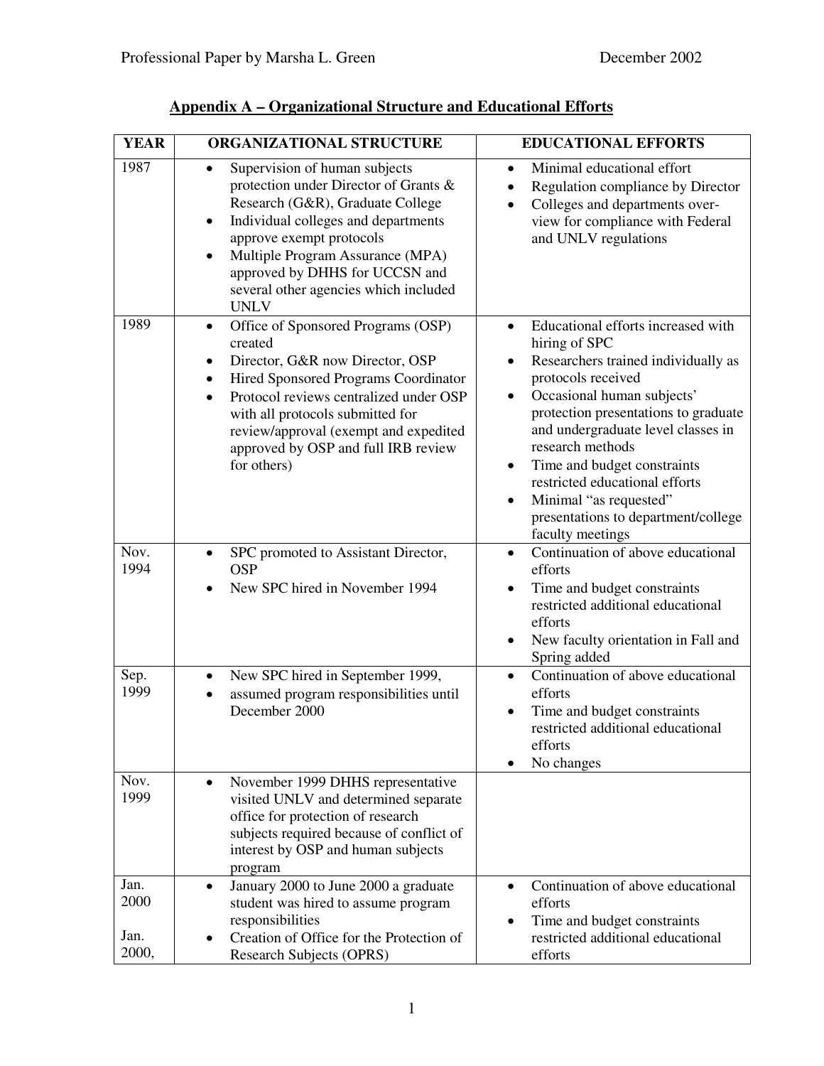## Appendix A – Organizational Structure and Educational Efforts

| YEAR | ORGANIZATIONAL STRUCTURE | EDUCATIONAL EFFORTS |
|---|---|---|
| 1987 | • Supervision of human subjects protection under Director of Grants & Research (G&R), Graduate College<br>• Individual colleges and departments approve exempt protocols<br>• Multiple Program Assurance (MPA) approved by DHHS for UCCSN and several other agencies which included UNLV | • Minimal educational effort<br>• Regulation compliance by Director<br>• Colleges and departments over-view for compliance with Federal and UNLV regulations |
| 1989 | • Office of Sponsored Programs (OSP) created<br>• Director, G&R now Director, OSP<br>• Hired Sponsored Programs Coordinator<br>• Protocol reviews centralized under OSP with all protocols submitted for review/approval (exempt and expedited approved by OSP and full IRB review for others) | • Educational efforts increased with hiring of SPC<br>• Researchers trained individually as protocols received<br>• Occasional human subjects' protection presentations to graduate and undergraduate level classes in research methods<br>• Time and budget constraints restricted educational efforts<br>• Minimal "as requested" presentations to department/college faculty meetings |
| Nov. 1994 | • SPC promoted to Assistant Director, OSP<br>• New SPC hired in November 1994 | • Continuation of above educational efforts<br>• Time and budget constraints restricted additional educational efforts<br>• New faculty orientation in Fall and Spring added |
| Sep. 1999 | • New SPC hired in September 1999,<br>• assumed program responsibilities until December 2000 | • Continuation of above educational efforts<br>• Time and budget constraints restricted additional educational efforts<br>• No changes |
| Nov. 1999 | • November 1999 DHHS representative visited UNLV and determined separate office for protection of research subjects required because of conflict of interest by OSP and human subjects program | |
| Jan. 2000<br><br>Jan. 2000, | • January 2000 to June 2000 a graduate student was hired to assume program responsibilities<br>• Creation of Office for the Protection of Research Subjects (OPRS) | • Continuation of above educational efforts<br>• Time and budget constraints restricted additional educational efforts |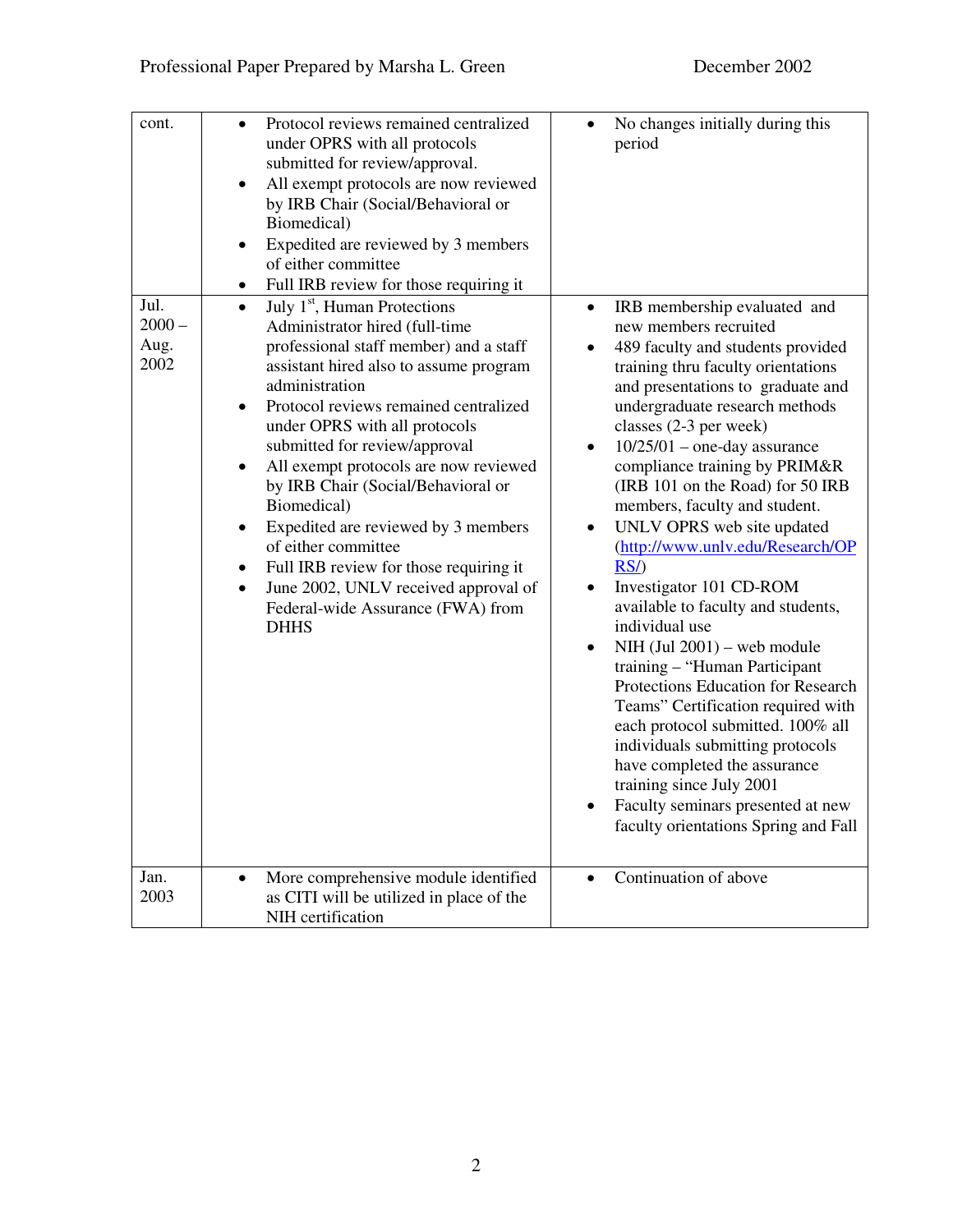| | | |
|---|---|---|
| cont. | • Protocol reviews remained centralized under OPRS with all protocols submitted for review/approval.<br>• All exempt protocols are now reviewed by IRB Chair (Social/Behavioral or Biomedical)<br>• Expedited are reviewed by 3 members of either committee<br>• Full IRB review for those requiring it | • No changes initially during this period |
| Jul. 2000 – Aug. 2002 | • July 1st, Human Protections Administrator hired (full-time professional staff member) and a staff assistant hired also to assume program administration<br>• Protocol reviews remained centralized under OPRS with all protocols submitted for review/approval<br>• All exempt protocols are now reviewed by IRB Chair (Social/Behavioral or Biomedical)<br>• Expedited are reviewed by 3 members of either committee<br>• Full IRB review for those requiring it<br>• June 2002, UNLV received approval of Federal-wide Assurance (FWA) from DHHS | • IRB membership evaluated and new members recruited<br>• 489 faculty and students provided training thru faculty orientations and presentations to graduate and undergraduate research methods classes (2-3 per week)<br>• 10/25/01 – one-day assurance compliance training by PRIM&R (IRB 101 on the Road) for 50 IRB members, faculty and student.<br>• UNLV OPRS web site updated (http://www.unlv.edu/Research/OPRS/)<br>• Investigator 101 CD-ROM available to faculty and students, individual use<br>• NIH (Jul 2001) – web module training – "Human Participant Protections Education for Research Teams" Certification required with each protocol submitted. 100% all individuals submitting protocols have completed the assurance training since July 2001<br>• Faculty seminars presented at new faculty orientations Spring and Fall |
| Jan. 2003 | • More comprehensive module identified as CITI will be utilized in place of the NIH certification | • Continuation of above |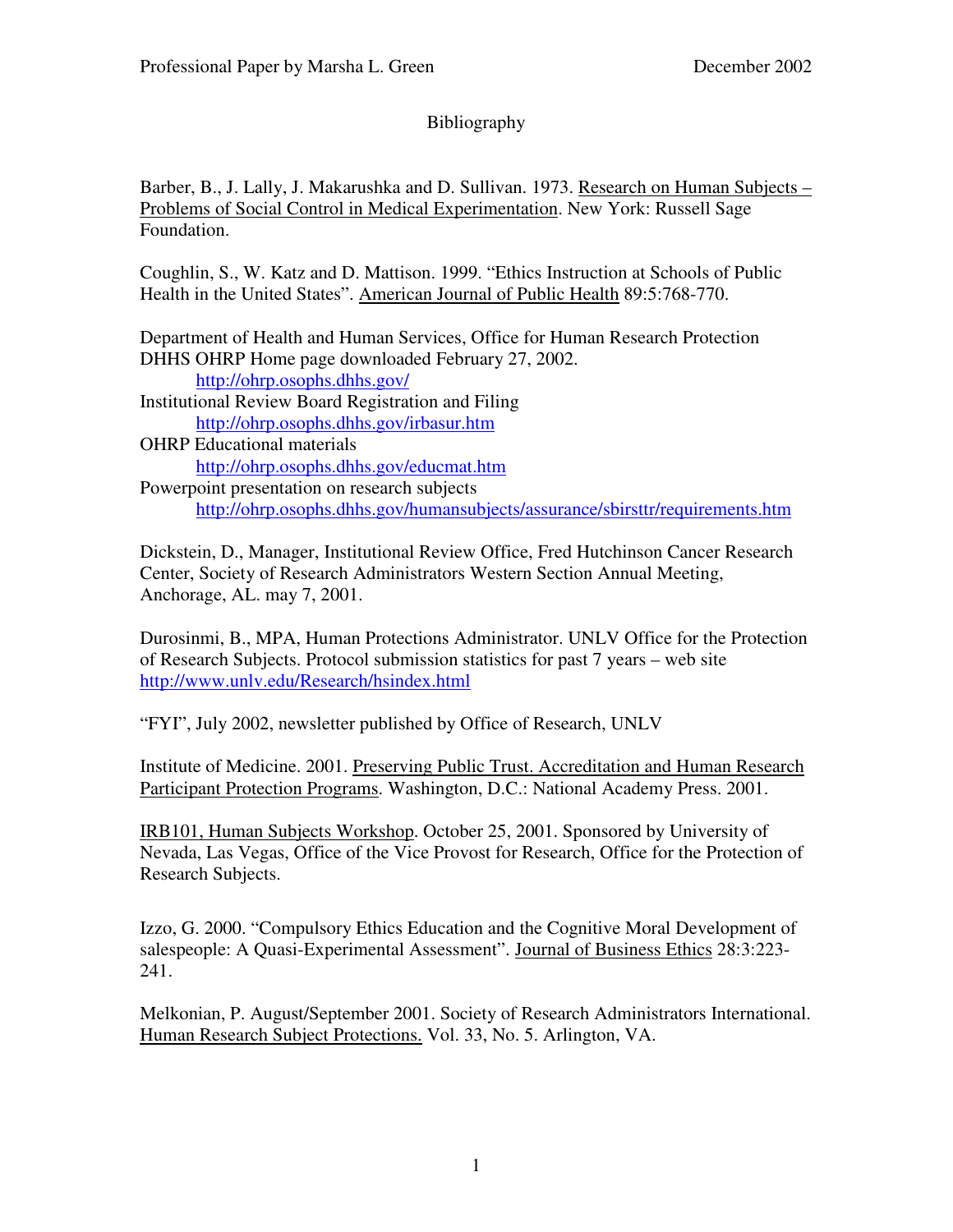# Bibliography

Barber, B., J. Lally, J. Makarushka and D. Sullivan. 1973. Research on Human Subjects – Problems of Social Control in Medical Experimentation. New York: Russell Sage Foundation.

Coughlin, S., W. Katz and D. Mattison. 1999. "Ethics Instruction at Schools of Public Health in the United States". American Journal of Public Health 89:5:768-770.

Department of Health and Human Services, Office for Human Research Protection
DHHS OHRP Home page downloaded February 27, 2002.
    http://ohrp.osophs.dhhs.gov/
Institutional Review Board Registration and Filing
    http://ohrp.osophs.dhhs.gov/irbasur.htm
OHRP Educational materials
    http://ohrp.osophs.dhhs.gov/educmat.htm
Powerpoint presentation on research subjects
    http://ohrp.osophs.dhhs.gov/humansubjects/assurance/sbirsttr/requirements.htm

Dickstein, D., Manager, Institutional Review Office, Fred Hutchinson Cancer Research Center, Society of Research Administrators Western Section Annual Meeting, Anchorage, AL. may 7, 2001.

Durosinmi, B., MPA, Human Protections Administrator. UNLV Office for the Protection of Research Subjects. Protocol submission statistics for past 7 years – web site http://www.unlv.edu/Research/hsindex.html

"FYI", July 2002, newsletter published by Office of Research, UNLV

Institute of Medicine. 2001. Preserving Public Trust. Accreditation and Human Research Participant Protection Programs. Washington, D.C.: National Academy Press. 2001.

IRB101, Human Subjects Workshop. October 25, 2001. Sponsored by University of Nevada, Las Vegas, Office of the Vice Provost for Research, Office for the Protection of Research Subjects.

Izzo, G. 2000. "Compulsory Ethics Education and the Cognitive Moral Development of salespeople: A Quasi-Experimental Assessment". Journal of Business Ethics 28:3:223-241.

Melkonian, P. August/September 2001. Society of Research Administrators International. Human Research Subject Protections. Vol. 33, No. 5. Arlington, VA.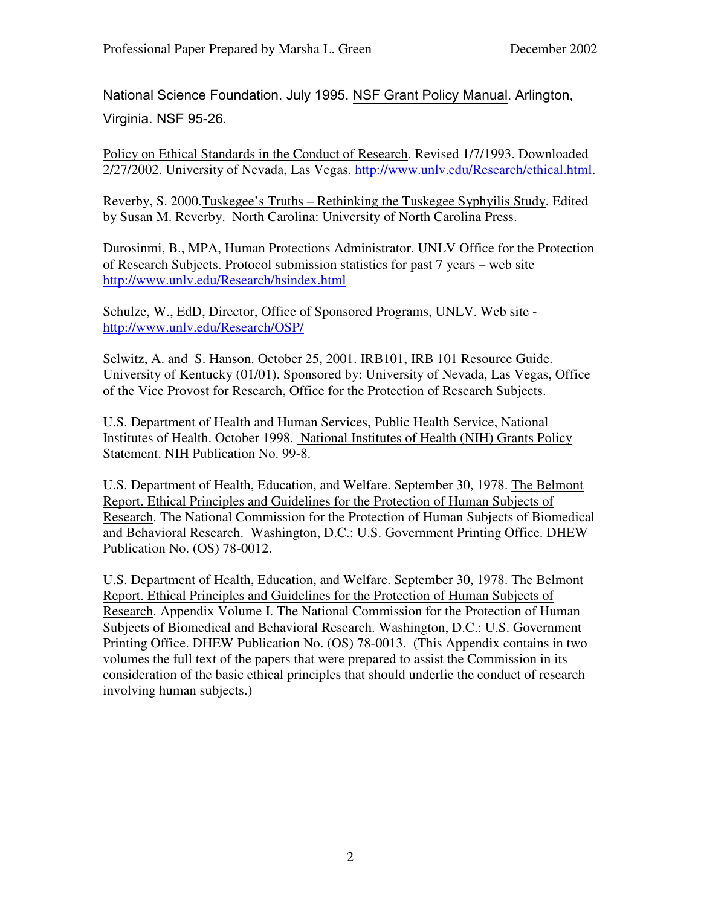National Science Foundation. July 1995. NSF Grant Policy Manual. Arlington, Virginia. NSF 95-26.

Policy on Ethical Standards in the Conduct of Research. Revised 1/7/1993. Downloaded 2/27/2002. University of Nevada, Las Vegas. http://www.unlv.edu/Research/ethical.html.

Reverby, S. 2000.Tuskegee's Truths – Rethinking the Tuskegee Syphyilis Study. Edited by Susan M. Reverby. North Carolina: University of North Carolina Press.

Durosinmi, B., MPA, Human Protections Administrator. UNLV Office for the Protection of Research Subjects. Protocol submission statistics for past 7 years – web site http://www.unlv.edu/Research/hsindex.html

Schulze, W., EdD, Director, Office of Sponsored Programs, UNLV. Web site - http://www.unlv.edu/Research/OSP/

Selwitz, A. and S. Hanson. October 25, 2001. IRB101, IRB 101 Resource Guide. University of Kentucky (01/01). Sponsored by: University of Nevada, Las Vegas, Office of the Vice Provost for Research, Office for the Protection of Research Subjects.

U.S. Department of Health and Human Services, Public Health Service, National Institutes of Health. October 1998. National Institutes of Health (NIH) Grants Policy Statement. NIH Publication No. 99-8.

U.S. Department of Health, Education, and Welfare. September 30, 1978. The Belmont Report. Ethical Principles and Guidelines for the Protection of Human Subjects of Research. The National Commission for the Protection of Human Subjects of Biomedical and Behavioral Research. Washington, D.C.: U.S. Government Printing Office. DHEW Publication No. (OS) 78-0012.

U.S. Department of Health, Education, and Welfare. September 30, 1978. The Belmont Report. Ethical Principles and Guidelines for the Protection of Human Subjects of Research. Appendix Volume I. The National Commission for the Protection of Human Subjects of Biomedical and Behavioral Research. Washington, D.C.: U.S. Government Printing Office. DHEW Publication No. (OS) 78-0013. (This Appendix contains in two volumes the full text of the papers that were prepared to assist the Commission in its consideration of the basic ethical principles that should underlie the conduct of research involving human subjects.)